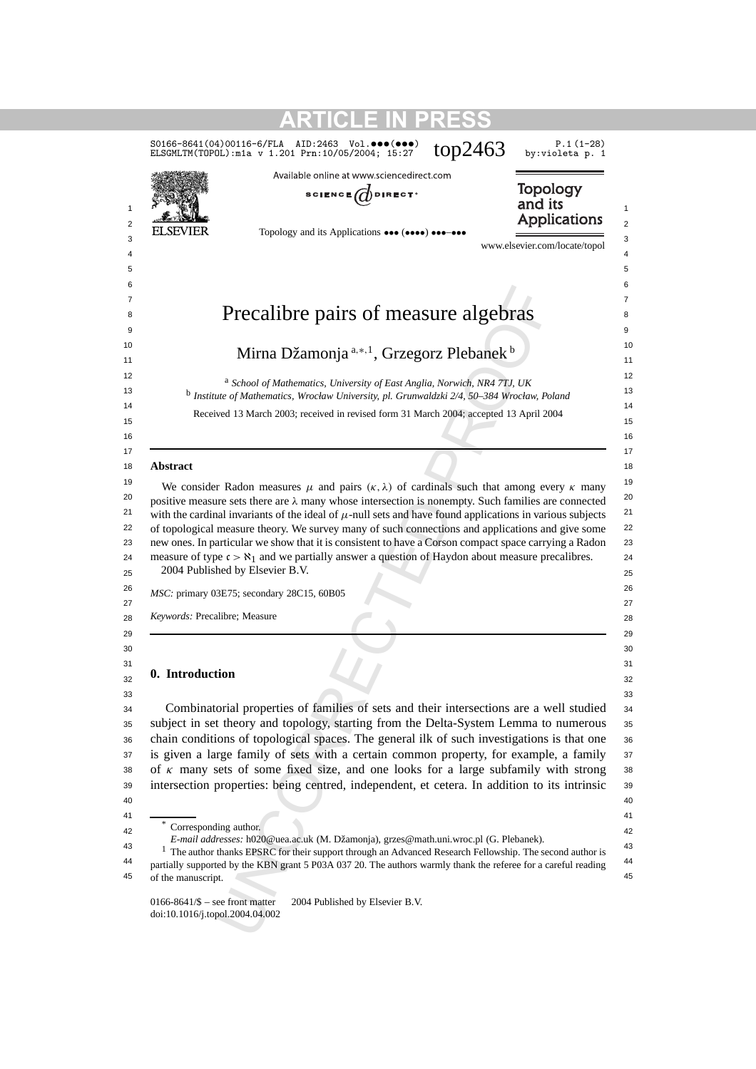# Precalibre pairs of measure algebras

Mirna Džamonja [a,*,1], Grzegorz Plebanek [b]

[a] *School of Mathematics, University of East Anglia, Norwich, NR4 7TJ, UK*
[b] *Institute of Mathematics, Wrocław University, pl. Grunwaldzki 2/4, 50–384 Wrocław, Poland*

Received 13 March 2003; received in revised form 31 March 2004; accepted 13 April 2004

---

**Abstract**

We consider Radon measures $\mu$ and pairs $(\kappa, \lambda)$ of cardinals such that among every $\kappa$ many positive measure sets there are $\lambda$ many whose intersection is nonempty. Such families are connected with the cardinal invariants of the ideal of $\mu$-null sets and have found applications in various subjects of topological measure theory. We survey many of such connections and applications and give some new ones. In particular we show that it is consistent to have a Corson compact space carrying a Radon measure of type $\mathfrak{c} > \aleph_1$ and we partially answer a question of Haydon about measure precalibres.

2004 Published by Elsevier B.V.

*MSC:* primary 03E75; secondary 28C15, 60B05

*Keywords:* Precalibre; Measure

---

## 0. Introduction

Combinatorial properties of families of sets and their intersections are a well studied subject in set theory and topology, starting from the Delta-System Lemma to numerous chain conditions of topological spaces. The general ilk of such investigations is that one is given a large family of sets with a certain common property, for example, a family of $\kappa$ many sets of some fixed size, and one looks for a large subfamily with strong intersection properties: being centred, independent, et cetera. In addition to its intrinsic

---

\* Corresponding author.
*E-mail addresses:* h020@uea.ac.uk (M. Džamonja), grzes@math.uni.wroc.pl (G. Plebanek).

[1] The author thanks EPSRC for their support through an Advanced Research Fellowship. The second author is partially supported by the KBN grant 5 P03A 037 20. The authors warmly thank the referee for a careful reading of the manuscript.

0166-8641/$ – see front matter 2004 Published by Elsevier B.V.
doi:10.1016/j.topol.2004.04.002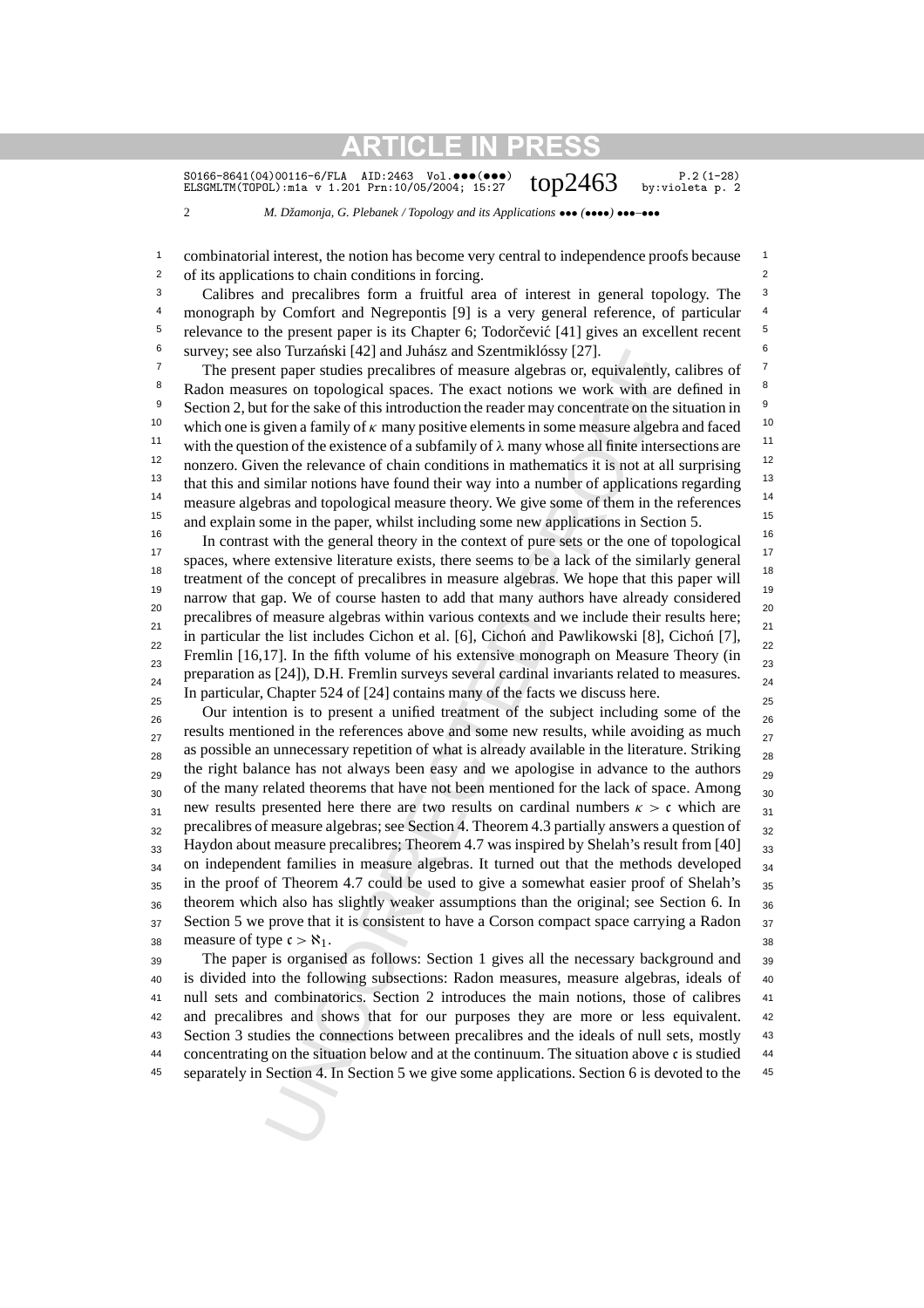combinatorial interest, the notion has become very central to independence proofs because of its applications to chain conditions in forcing.

Calibres and precalibres form a fruitful area of interest in general topology. The monograph by Comfort and Negrepontis [9] is a very general reference, of particular relevance to the present paper is its Chapter 6; Todorčević [41] gives an excellent recent survey; see also Turzański [42] and Juhász and Szentmiklóssy [27].

The present paper studies precalibres of measure algebras or, equivalently, calibres of Radon measures on topological spaces. The exact notions we work with are defined in Section 2, but for the sake of this introduction the reader may concentrate on the situation in which one is given a family of $\kappa$ many positive elements in some measure algebra and faced with the question of the existence of a subfamily of $\lambda$ many whose all finite intersections are nonzero. Given the relevance of chain conditions in mathematics it is not at all surprising that this and similar notions have found their way into a number of applications regarding measure algebras and topological measure theory. We give some of them in the references and explain some in the paper, whilst including some new applications in Section 5.

In contrast with the general theory in the context of pure sets or the one of topological spaces, where extensive literature exists, there seems to be a lack of the similarly general treatment of the concept of precalibres in measure algebras. We hope that this paper will narrow that gap. We of course hasten to add that many authors have already considered precalibres of measure algebras within various contexts and we include their results here; in particular the list includes Cichon et al. [6], Cichoń and Pawlikowski [8], Cichoń [7], Fremlin [16,17]. In the fifth volume of his extensive monograph on Measure Theory (in preparation as [24]), D.H. Fremlin surveys several cardinal invariants related to measures. In particular, Chapter 524 of [24] contains many of the facts we discuss here.

Our intention is to present a unified treatment of the subject including some of the results mentioned in the references above and some new results, while avoiding as much as possible an unnecessary repetition of what is already available in the literature. Striking the right balance has not always been easy and we apologise in advance to the authors of the many related theorems that have not been mentioned for the lack of space. Among new results presented here there are two results on cardinal numbers $\kappa > \mathfrak{c}$ which are precalibres of measure algebras; see Section 4. Theorem 4.3 partially answers a question of Haydon about measure precalibres; Theorem 4.7 was inspired by Shelah's result from [40] on independent families in measure algebras. It turned out that the methods developed in the proof of Theorem 4.7 could be used to give a somewhat easier proof of Shelah's theorem which also has slightly weaker assumptions than the original; see Section 6. In Section 5 we prove that it is consistent to have a Corson compact space carrying a Radon measure of type $\mathfrak{c} > \aleph_1$.

The paper is organised as follows: Section 1 gives all the necessary background and is divided into the following subsections: Radon measures, measure algebras, ideals of null sets and combinatorics. Section 2 introduces the main notions, those of calibres and precalibres and shows that for our purposes they are more or less equivalent. Section 3 studies the connections between precalibres and the ideals of null sets, mostly concentrating on the situation below and at the continuum. The situation above $\mathfrak{c}$ is studied separately in Section 4. In Section 5 we give some applications. Section 6 is devoted to the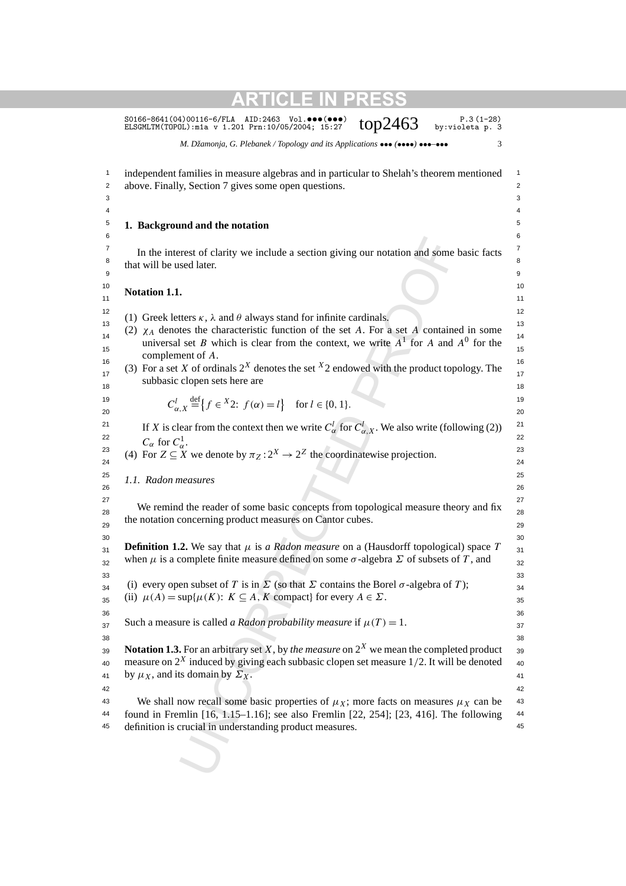independent families in measure algebras and in particular to Shelah's theorem mentioned above. Finally, Section 7 gives some open questions.

## 1. Background and the notation

In the interest of clarity we include a section giving our notation and some basic facts that will be used later.

**Notation 1.1.**

(1) Greek letters $\kappa$, $\lambda$ and $\theta$ always stand for infinite cardinals.
(2) $\chi_A$ denotes the characteristic function of the set $A$. For a set $A$ contained in some universal set $B$ which is clear from the context, we write $A^1$ for $A$ and $A^0$ for the complement of $A$.
(3) For a set $X$ of ordinals $2^X$ denotes the set ${}^X 2$ endowed with the product topology. The subbasic clopen sets here are

$$C^l_{\alpha,X} \stackrel{\text{def}}{=} \{ f \in {}^X 2\colon\ f(\alpha) = l \} \quad \text{for } l \in \{0,1\}.$$

If $X$ is clear from the context then we write $C^l_\alpha$ for $C^l_{\alpha,X}$. We also write (following (2)) $C_\alpha$ for $C^1_\alpha$.
(4) For $Z \subseteq X$ we denote by $\pi_Z : 2^X \to 2^Z$ the coordinatewise projection.

### 1.1. Radon measures

We remind the reader of some basic concepts from topological measure theory and fix the notation concerning product measures on Cantor cubes.

**Definition 1.2.** We say that $\mu$ is *a Radon measure* on a (Hausdorff topological) space $T$ when $\mu$ is a complete finite measure defined on some $\sigma$-algebra $\Sigma$ of subsets of $T$, and

(i) every open subset of $T$ is in $\Sigma$ (so that $\Sigma$ contains the Borel $\sigma$-algebra of $T$);
(ii) $\mu(A) = \sup\{\mu(K)\colon\ K \subseteq A,\ K \text{ compact}\}$ for every $A \in \Sigma$.

Such a measure is called *a Radon probability measure* if $\mu(T) = 1$.

**Notation 1.3.** For an arbitrary set $X$, by *the measure* on $2^X$ we mean the completed product measure on $2^X$ induced by giving each subbasic clopen set measure $1/2$. It will be denoted by $\mu_X$, and its domain by $\Sigma_X$.

We shall now recall some basic properties of $\mu_X$; more facts on measures $\mu_X$ can be found in Fremlin [16, 1.15–1.16]; see also Fremlin [22, 254]; [23, 416]. The following definition is crucial in understanding product measures.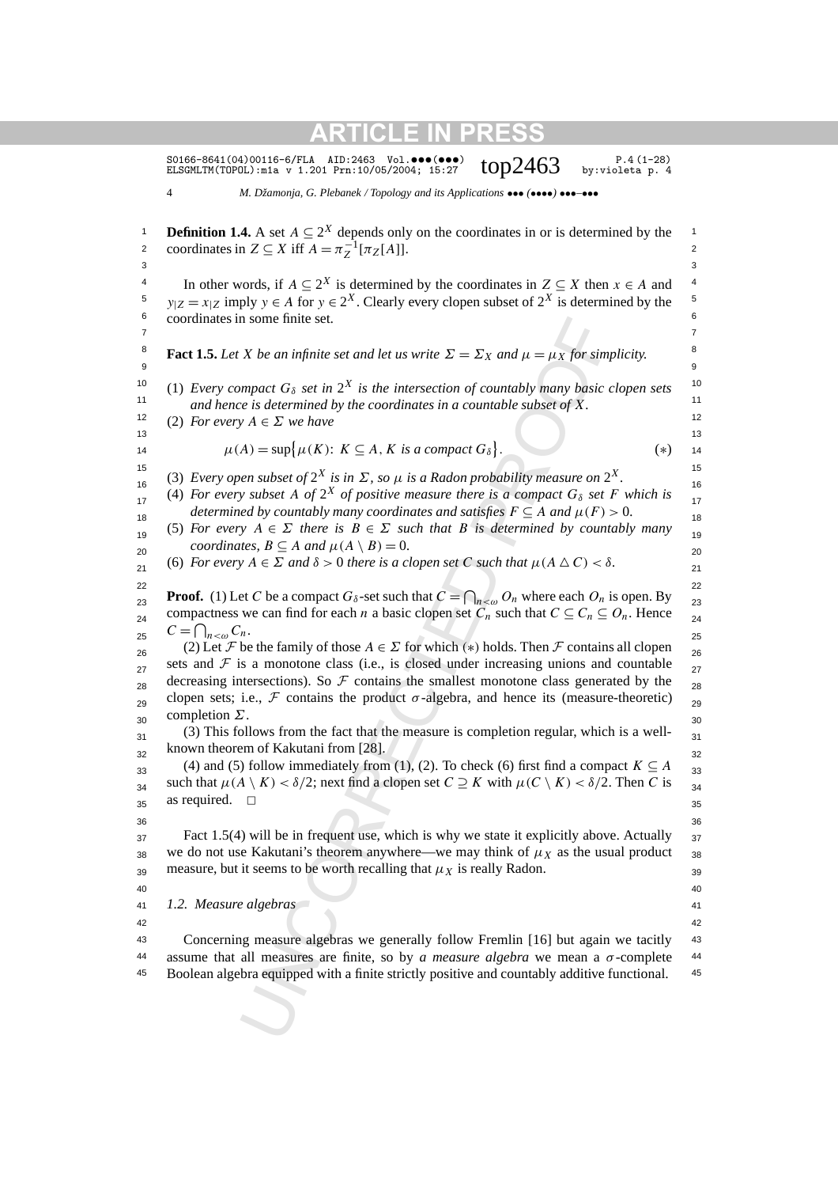**Definition 1.4.** A set $A \subseteq 2^X$ depends only on the coordinates in or is determined by the coordinates in $Z \subseteq X$ iff $A = \pi_Z^{-1}[\pi_Z[A]]$.

In other words, if $A \subseteq 2^X$ is determined by the coordinates in $Z \subseteq X$ then $x \in A$ and $y_{|Z} = x_{|Z}$ imply $y \in A$ for $y \in 2^X$. Clearly every clopen subset of $2^X$ is determined by the coordinates in some finite set.

**Fact 1.5.** *Let $X$ be an infinite set and let us write $\Sigma = \Sigma_X$ and $\mu = \mu_X$ for simplicity.*

(1) *Every compact $G_\delta$ set in $2^X$ is the intersection of countably many basic clopen sets and hence is determined by the coordinates in a countable subset of $X$.*
(2) *For every $A \in \Sigma$ we have*

$$\mu(A) = \sup\{\mu(K)\colon\ K \subseteq A,\ K \text{ is a compact } G_\delta\}. \tag{$*$}$$

(3) *Every open subset of $2^X$ is in $\Sigma$, so $\mu$ is a Radon probability measure on $2^X$.*
(4) *For every subset $A$ of $2^X$ of positive measure there is a compact $G_\delta$ set $F$ which is determined by countably many coordinates and satisfies $F \subseteq A$ and $\mu(F) > 0$.*
(5) *For every $A \in \Sigma$ there is $B \in \Sigma$ such that $B$ is determined by countably many coordinates, $B \subseteq A$ and $\mu(A \setminus B) = 0$.*
(6) *For every $A \in \Sigma$ and $\delta > 0$ there is a clopen set $C$ such that $\mu(A \triangle C) < \delta$.*

**Proof.** (1) Let $C$ be a compact $G_\delta$-set such that $C = \bigcap_{n<\omega} O_n$ where each $O_n$ is open. By compactness we can find for each $n$ a basic clopen set $C_n$ such that $C \subseteq C_n \subseteq O_n$. Hence $C = \bigcap_{n<\omega} C_n$.

(2) Let $\mathcal{F}$ be the family of those $A \in \Sigma$ for which $(*)$ holds. Then $\mathcal{F}$ contains all clopen sets and $\mathcal{F}$ is a monotone class (i.e., is closed under increasing unions and countable decreasing intersections). So $\mathcal{F}$ contains the smallest monotone class generated by the clopen sets; i.e., $\mathcal{F}$ contains the product $\sigma$-algebra, and hence its (measure-theoretic) completion $\Sigma$.

(3) This follows from the fact that the measure is completion regular, which is a well-known theorem of Kakutani from [28].

(4) and (5) follow immediately from (1), (2). To check (6) first find a compact $K \subseteq A$ such that $\mu(A \setminus K) < \delta/2$; next find a clopen set $C \supseteq K$ with $\mu(C \setminus K) < \delta/2$. Then $C$ is as required. $\square$

Fact 1.5(4) will be in frequent use, which is why we state it explicitly above. Actually we do not use Kakutani's theorem anywhere—we may think of $\mu_X$ as the usual product measure, but it seems to be worth recalling that $\mu_X$ is really Radon.

### 1.2. Measure algebras

Concerning measure algebras we generally follow Fremlin [16] but again we tacitly assume that all measures are finite, so by *a measure algebra* we mean a $\sigma$-complete Boolean algebra equipped with a finite strictly positive and countably additive functional.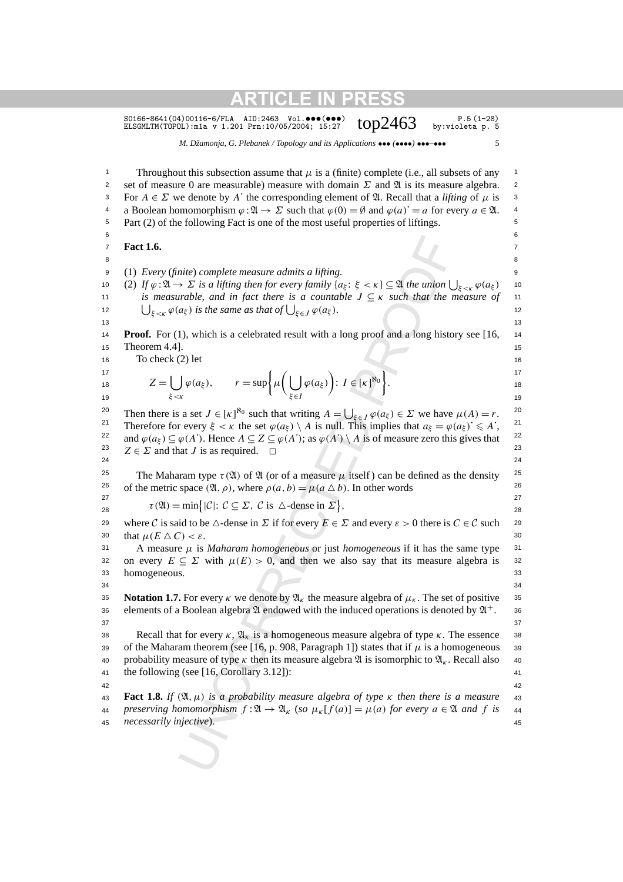Throughout this subsection assume that $\mu$ is a (finite) complete (i.e., all subsets of any set of measure 0 are measurable) measure with domain $\Sigma$ and $\mathfrak{A}$ is its measure algebra. For $A \in \Sigma$ we denote by $A^{\bullet}$ the corresponding element of $\mathfrak{A}$. Recall that a *lifting* of $\mu$ is a Boolean homomorphism $\varphi : \mathfrak{A} \to \Sigma$ such that $\varphi(0) = \emptyset$ and $\varphi(a)^{\bullet} = a$ for every $a \in \mathfrak{A}$. Part (2) of the following Fact is one of the most useful properties of liftings.

**Fact 1.6.**

(1) *Every* (*finite*) *complete measure admits a lifting.*
(2) *If* $\varphi : \mathfrak{A} \to \Sigma$ *is a lifting then for every family* $\{a_\xi : \xi < \kappa\} \subseteq \mathfrak{A}$ *the union* $\bigcup_{\xi<\kappa} \varphi(a_\xi)$ *is measurable, and in fact there is a countable* $J \subseteq \kappa$ *such that the measure of* $\bigcup_{\xi<\kappa} \varphi(a_\xi)$ *is the same as that of* $\bigcup_{\xi \in J} \varphi(a_\xi)$.

**Proof.** For (1), which is a celebrated result with a long proof and a long history see [16, Theorem 4.4].

To check (2) let

$$Z = \bigcup_{\xi<\kappa} \varphi(a_\xi), \qquad r = \sup\left\{\mu\left(\bigcup_{\xi \in I} \varphi(a_\xi)\right) : I \in [\kappa]^{\aleph_0}\right\}.$$

Then there is a set $J \in [\kappa]^{\aleph_0}$ such that writing $A = \bigcup_{\xi \in J} \varphi(a_\xi) \in \Sigma$ we have $\mu(A) = r$. Therefore for every $\xi < \kappa$ the set $\varphi(a_\xi) \setminus A$ is null. This implies that $a_\xi = \varphi(a_\xi)^{\bullet} \leqslant A^{\bullet}$, and $\varphi(a_\xi) \subseteq \varphi(A^{\bullet})$. Hence $A \subseteq Z \subseteq \varphi(A^{\bullet})$; as $\varphi(A^{\bullet}) \setminus A$ is of measure zero this gives that $Z \in \Sigma$ and that $J$ is as required. $\square$

The Maharam type $\tau(\mathfrak{A})$ of $\mathfrak{A}$ (or of a measure $\mu$ itself) can be defined as the density of the metric space $(\mathfrak{A}, \rho)$, where $\rho(a, b) = \mu(a \triangle b)$. In other words

$$\tau(\mathfrak{A}) = \min\{|\mathcal{C}| : \mathcal{C} \subseteq \Sigma,\ \mathcal{C} \text{ is } \triangle\text{-dense in } \Sigma\},$$

where $\mathcal{C}$ is said to be $\triangle$-dense in $\Sigma$ if for every $E \in \Sigma$ and every $\varepsilon > 0$ there is $C \in \mathcal{C}$ such that $\mu(E \triangle C) < \varepsilon$.

A measure $\mu$ is *Maharam homogeneous* or just *homogeneous* if it has the same type on every $E \subseteq \Sigma$ with $\mu(E) > 0$, and then we also say that its measure algebra is homogeneous.

**Notation 1.7.** For every $\kappa$ we denote by $\mathfrak{A}_\kappa$ the measure algebra of $\mu_\kappa$. The set of positive elements of a Boolean algebra $\mathfrak{A}$ endowed with the induced operations is denoted by $\mathfrak{A}^+$.

Recall that for every $\kappa$, $\mathfrak{A}_\kappa$ is a homogeneous measure algebra of type $\kappa$. The essence of the Maharam theorem (see [16, p. 908, Paragraph 1]) states that if $\mu$ is a homogeneous probability measure of type $\kappa$ then its measure algebra $\mathfrak{A}$ is isomorphic to $\mathfrak{A}_\kappa$. Recall also the following (see [16, Corollary 3.12]):

**Fact 1.8.** *If* $(\mathfrak{A}, \mu)$ *is a probability measure algebra of type* $\kappa$ *then there is a measure preserving homomorphism* $f : \mathfrak{A} \to \mathfrak{A}_\kappa$ (*so* $\mu_\kappa[f(a)] = \mu(a)$ *for every* $a \in \mathfrak{A}$ *and* $f$ *is necessarily injective*).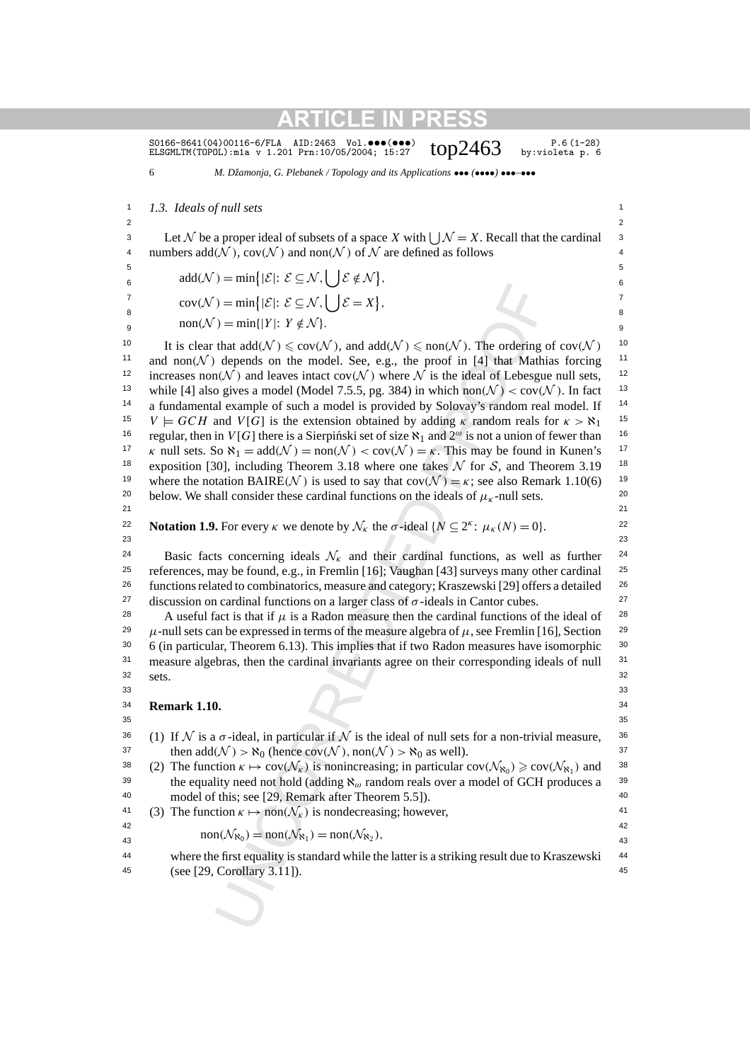### 1.3. Ideals of null sets

Let $\mathcal{N}$ be a proper ideal of subsets of a space $X$ with $\bigcup \mathcal{N} = X$. Recall that the cardinal numbers $\mathrm{add}(\mathcal{N})$, $\mathrm{cov}(\mathcal{N})$ and $\mathrm{non}(\mathcal{N})$ of $\mathcal{N}$ are defined as follows

$$\mathrm{add}(\mathcal{N}) = \min\{|\mathcal{E}|\colon\ \mathcal{E} \subseteq \mathcal{N}, \bigcup \mathcal{E} \notin \mathcal{N}\},$$
$$\mathrm{cov}(\mathcal{N}) = \min\{|\mathcal{E}|\colon\ \mathcal{E} \subseteq \mathcal{N}, \bigcup \mathcal{E} = X\},$$
$$\mathrm{non}(\mathcal{N}) = \min\{|Y|\colon\ Y \notin \mathcal{N}\}.$$

It is clear that $\mathrm{add}(\mathcal{N}) \leqslant \mathrm{cov}(\mathcal{N})$, and $\mathrm{add}(\mathcal{N}) \leqslant \mathrm{non}(\mathcal{N})$. The ordering of $\mathrm{cov}(\mathcal{N})$ and $\mathrm{non}(\mathcal{N})$ depends on the model. See, e.g., the proof in [4] that Mathias forcing increases $\mathrm{non}(\mathcal{N})$ and leaves intact $\mathrm{cov}(\mathcal{N})$ where $\mathcal{N}$ is the ideal of Lebesgue null sets, while [4] also gives a model (Model 7.5.5, pg. 384) in which $\mathrm{non}(\mathcal{N}) < \mathrm{cov}(\mathcal{N})$. In fact a fundamental example of such a model is provided by Solovay's random real model. If $V \models GCH$ and $V[G]$ is the extension obtained by adding $\kappa$ random reals for $\kappa > \aleph_1$ regular, then in $V[G]$ there is a Sierpiński set of size $\aleph_1$ and $2^\omega$ is not a union of fewer than $\kappa$ null sets. So $\aleph_1 = \mathrm{add}(\mathcal{N}) = \mathrm{non}(\mathcal{N}) < \mathrm{cov}(\mathcal{N}) = \kappa$. This may be found in Kunen's exposition [30], including Theorem 3.18 where one takes $\mathcal{N}$ for $\mathcal{S}$, and Theorem 3.19 where the notation $\mathrm{BAIRE}(\mathcal{N})$ is used to say that $\mathrm{cov}(\mathcal{N}) = \kappa$; see also Remark 1.10(6) below. We shall consider these cardinal functions on the ideals of $\mu_\kappa$-null sets.

**Notation 1.9.** For every $\kappa$ we denote by $\mathcal{N}_\kappa$ the $\sigma$-ideal $\{N \subseteq 2^\kappa\colon\ \mu_\kappa(N) = 0\}$.

Basic facts concerning ideals $\mathcal{N}_\kappa$ and their cardinal functions, as well as further references, may be found, e.g., in Fremlin [16]; Vaughan [43] surveys many other cardinal functions related to combinatorics, measure and category; Kraszewski [29] offers a detailed discussion on cardinal functions on a larger class of $\sigma$-ideals in Cantor cubes.

A useful fact is that if $\mu$ is a Radon measure then the cardinal functions of the ideal of $\mu$-null sets can be expressed in terms of the measure algebra of $\mu$, see Fremlin [16], Section 6 (in particular, Theorem 6.13). This implies that if two Radon measures have isomorphic measure algebras, then the cardinal invariants agree on their corresponding ideals of null sets.

**Remark 1.10.**

(1) If $\mathcal{N}$ is a $\sigma$-ideal, in particular if $\mathcal{N}$ is the ideal of null sets for a non-trivial measure, then $\mathrm{add}(\mathcal{N}) > \aleph_0$ (hence $\mathrm{cov}(\mathcal{N}), \mathrm{non}(\mathcal{N}) > \aleph_0$ as well).

(2) The function $\kappa \mapsto \mathrm{cov}(\mathcal{N}_\kappa)$ is nonincreasing; in particular $\mathrm{cov}(\mathcal{N}_{\aleph_0}) \geqslant \mathrm{cov}(\mathcal{N}_{\aleph_1})$ and the equality need not hold (adding $\aleph_\omega$ random reals over a model of GCH produces a model of this; see [29, Remark after Theorem 5.5]).

(3) The function $\kappa \mapsto \mathrm{non}(\mathcal{N}_\kappa)$ is nondecreasing; however,

$$\mathrm{non}(\mathcal{N}_{\aleph_0}) = \mathrm{non}(\mathcal{N}_{\aleph_1}) = \mathrm{non}(\mathcal{N}_{\aleph_2}),$$

where the first equality is standard while the latter is a striking result due to Kraszewski (see [29, Corollary 3.11]).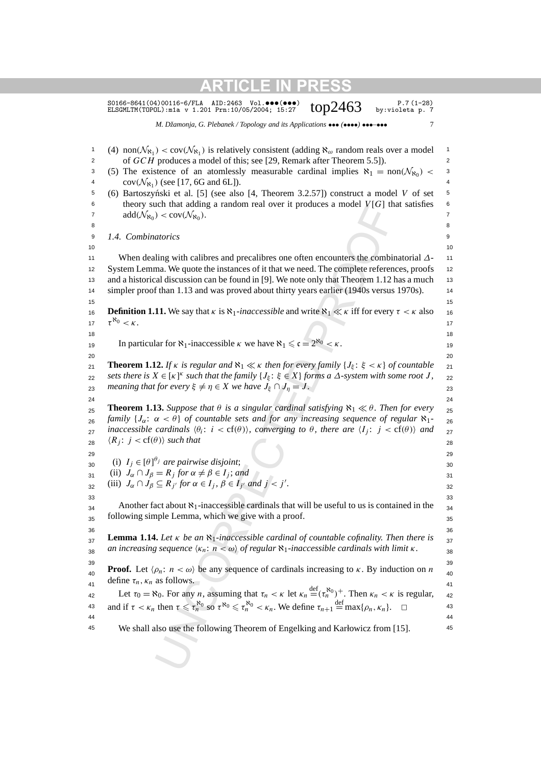(4) $\mathrm{non}(\mathcal{N}_{\aleph_1}) < \mathrm{cov}(\mathcal{N}_{\aleph_1})$ is relatively consistent (adding $\aleph_\omega$ random reals over a model of $GCH$ produces a model of this; see [29, Remark after Theorem 5.5]).

(5) The existence of an atomlessly measurable cardinal implies $\aleph_1 = \mathrm{non}(\mathcal{N}_{\aleph_0}) < \mathrm{cov}(\mathcal{N}_{\aleph_1})$ (see [17, 6G and 6L]).

(6) Bartoszyński et al. [5] (see also [4, Theorem 3.2.57]) construct a model $V$ of set theory such that adding a random real over it produces a model $V[G]$ that satisfies $\mathrm{add}(\mathcal{N}_{\aleph_0}) < \mathrm{cov}(\mathcal{N}_{\aleph_0})$.

### 1.4. Combinatorics

When dealing with calibres and precalibres one often encounters the combinatorial $\Delta$-System Lemma. We quote the instances of it that we need. The complete references, proofs and a historical discussion can be found in [9]. We note only that Theorem 1.12 has a much simpler proof than 1.13 and was proved about thirty years earlier (1940s versus 1970s).

**Definition 1.11.** We say that $\kappa$ is $\aleph_1$-*inaccessible* and write $\aleph_1 \ll \kappa$ iff for every $\tau < \kappa$ also $\tau^{\aleph_0} < \kappa$.

In particular for $\aleph_1$-inaccessible $\kappa$ we have $\aleph_1 \leqslant \mathfrak{c} = 2^{\aleph_0} < \kappa$.

**Theorem 1.12.** *If $\kappa$ is regular and $\aleph_1 \ll \kappa$ then for every family $\{J_\xi \colon \xi < \kappa\}$ of countable sets there is $X \in [\kappa]^\kappa$ such that the family $\{J_\xi \colon \xi \in X\}$ forms a $\Delta$-system with some root $J$, meaning that for every $\xi \neq \eta \in X$ we have $J_\xi \cap J_\eta = J$.*

**Theorem 1.13.** *Suppose that $\theta$ is a singular cardinal satisfying $\aleph_1 \ll \theta$. Then for every family $\{J_\alpha \colon \alpha < \theta\}$ of countable sets and for any increasing sequence of regular $\aleph_1$-inaccessible cardinals $\langle \theta_i \colon i < \mathrm{cf}(\theta)\rangle$, converging to $\theta$, there are $\langle I_j \colon j < \mathrm{cf}(\theta)\rangle$ and $\langle R_j \colon j < \mathrm{cf}(\theta)\rangle$ such that*

(i) *$I_j \in [\theta]^{\theta_j}$ are pairwise disjoint*;
(ii) *$J_\alpha \cap J_\beta = R_j$ for $\alpha \neq \beta \in I_j$; and*
(iii) *$J_\alpha \cap J_\beta \subseteq R_{j'}$ for $\alpha \in I_j$, $\beta \in I_{j'}$ and $j < j'$.*

Another fact about $\aleph_1$-inaccessible cardinals that will be useful to us is contained in the following simple Lemma, which we give with a proof.

**Lemma 1.14.** *Let $\kappa$ be an $\aleph_1$-inaccessible cardinal of countable cofinality. Then there is an increasing sequence $\langle \kappa_n \colon n < \omega\rangle$ of regular $\aleph_1$-inaccessible cardinals with limit $\kappa$.*

**Proof.** Let $\langle \rho_n \colon n < \omega\rangle$ be any sequence of cardinals increasing to $\kappa$. By induction on $n$ define $\tau_n, \kappa_n$ as follows.

Let $\tau_0 = \aleph_0$. For any $n$, assuming that $\tau_n < \kappa$ let $\kappa_n \stackrel{\mathrm{def}}{=} (\tau_n^{\aleph_0})^+$. Then $\kappa_n < \kappa$ is regular, and if $\tau < \kappa_n$ then $\tau \leqslant \tau_n^{\aleph_0}$ so $\tau^{\aleph_0} \leqslant \tau_n^{\aleph_0} < \kappa_n$. We define $\tau_{n+1} \stackrel{\mathrm{def}}{=} \max\{\rho_n, \kappa_n\}$. $\square$

We shall also use the following Theorem of Engelking and Karłowicz from [15].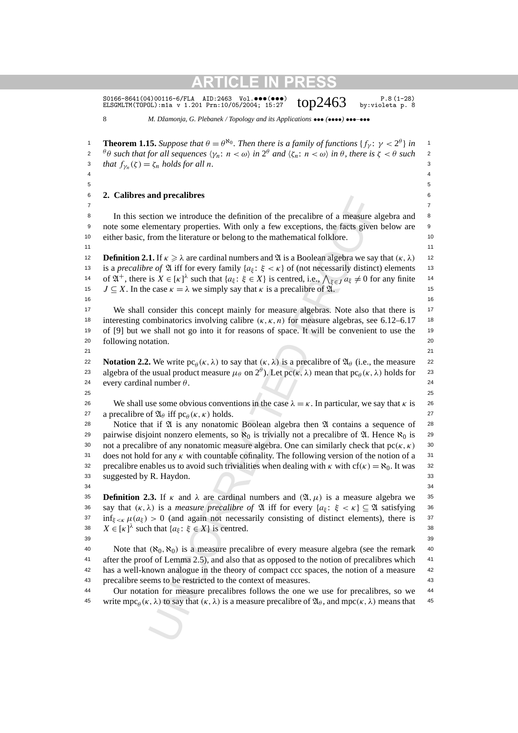**Theorem 1.15.** *Suppose that $\theta = \theta^{\aleph_0}$. Then there is a family of functions $\{f_\gamma\colon \gamma < 2^\theta\}$ in ${}^\theta\theta$ such that for all sequences $\langle \gamma_n\colon n < \omega\rangle$ in $2^\theta$ and $\langle \zeta_n\colon n < \omega\rangle$ in $\theta$, there is $\zeta < \theta$ such that $f_{\gamma_n}(\zeta) = \zeta_n$ holds for all $n$.*

## 2. Calibres and precalibres

In this section we introduce the definition of the precalibre of a measure algebra and note some elementary properties. With only a few exceptions, the facts given below are either basic, from the literature or belong to the mathematical folklore.

**Definition 2.1.** If $\kappa \geqslant \lambda$ are cardinal numbers and $\mathfrak{A}$ is a Boolean algebra we say that $(\kappa, \lambda)$ is a *precalibre of* $\mathfrak{A}$ iff for every family $\{a_\xi\colon \xi < \kappa\}$ of (not necessarily distinct) elements of $\mathfrak{A}^+$, there is $X \in [\kappa]^\lambda$ such that $\{a_\xi\colon \xi \in X\}$ is centred, i.e., $\bigwedge_{\xi\in J} a_\xi \neq 0$ for any finite $J \subseteq X$. In the case $\kappa = \lambda$ we simply say that $\kappa$ is a precalibre of $\mathfrak{A}$.

We shall consider this concept mainly for measure algebras. Note also that there is interesting combinatorics involving calibre $(\kappa, \kappa, n)$ for measure algebras, see 6.12–6.17 of [9] but we shall not go into it for reasons of space. It will be convenient to use the following notation.

**Notation 2.2.** We write $\mathrm{pc}_\theta(\kappa, \lambda)$ to say that $(\kappa, \lambda)$ is a precalibre of $\mathfrak{A}_\theta$ (i.e., the measure algebra of the usual product measure $\mu_\theta$ on $2^\theta$). Let $\mathrm{pc}(\kappa, \lambda)$ mean that $\mathrm{pc}_\theta(\kappa, \lambda)$ holds for every cardinal number $\theta$.

We shall use some obvious conventions in the case $\lambda = \kappa$. In particular, we say that $\kappa$ is a precalibre of $\mathfrak{A}_\theta$ iff $\mathrm{pc}_\theta(\kappa, \kappa)$ holds.

Notice that if $\mathfrak{A}$ is any nonatomic Boolean algebra then $\mathfrak{A}$ contains a sequence of pairwise disjoint nonzero elements, so $\aleph_0$ is trivially not a precalibre of $\mathfrak{A}$. Hence $\aleph_0$ is not a precalibre of any nonatomic measure algebra. One can similarly check that $\mathrm{pc}(\kappa, \kappa)$ does not hold for any $\kappa$ with countable cofinality. The following version of the notion of a precalibre enables us to avoid such trivialities when dealing with $\kappa$ with $\mathrm{cf}(\kappa) = \aleph_0$. It was suggested by R. Haydon.

**Definition 2.3.** If $\kappa$ and $\lambda$ are cardinal numbers and $(\mathfrak{A}, \mu)$ is a measure algebra we say that $(\kappa, \lambda)$ is a *measure precalibre of* $\mathfrak{A}$ iff for every $\{a_\xi\colon \xi < \kappa\} \subseteq \mathfrak{A}$ satisfying $\inf_{\xi<\kappa} \mu(a_\xi) > 0$ (and again not necessarily consisting of distinct elements), there is $X \in [\kappa]^\lambda$ such that $\{a_\xi\colon \xi \in X\}$ is centred.

Note that $(\aleph_0, \aleph_0)$ is a measure precalibre of every measure algebra (see the remark after the proof of Lemma 2.5), and also that as opposed to the notion of precalibres which has a well-known analogue in the theory of compact ccc spaces, the notion of a measure precalibre seems to be restricted to the context of measures.

Our notation for measure precalibres follows the one we use for precalibres, so we write $\mathrm{mpc}_\theta(\kappa, \lambda)$ to say that $(\kappa, \lambda)$ is a measure precalibre of $\mathfrak{A}_\theta$, and $\mathrm{mpc}(\kappa, \lambda)$ means that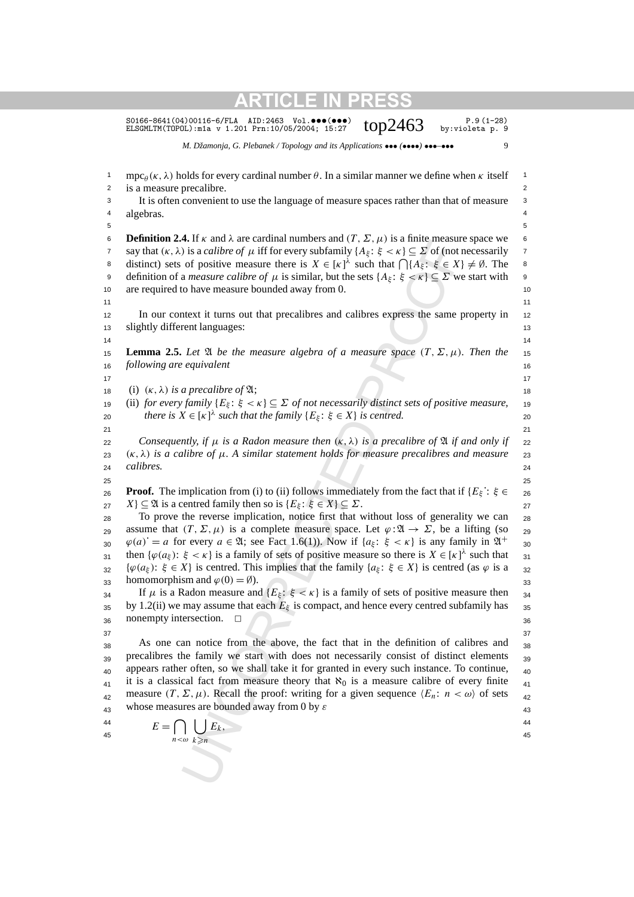$\mathrm{mpc}_\theta(\kappa, \lambda)$ holds for every cardinal number $\theta$. In a similar manner we define when $\kappa$ itself is a measure precalibre.

It is often convenient to use the language of measure spaces rather than that of measure algebras.

**Definition 2.4.** If $\kappa$ and $\lambda$ are cardinal numbers and $(T, \Sigma, \mu)$ is a finite measure space we say that $(\kappa, \lambda)$ is a *calibre of* $\mu$ iff for every subfamily $\{A_\xi \colon \xi < \kappa\} \subseteq \Sigma$ of (not necessarily distinct) sets of positive measure there is $X \in [\kappa]^\lambda$ such that $\bigcap\{A_\xi \colon \xi \in X\} \neq \emptyset$. The definition of a *measure calibre of* $\mu$ is similar, but the sets $\{A_\xi \colon \xi < \kappa\} \subseteq \Sigma$ we start with are required to have measure bounded away from 0.

In our context it turns out that precalibres and calibres express the same property in slightly different languages:

**Lemma 2.5.** *Let $\mathfrak{A}$ be the measure algebra of a measure space $(T, \Sigma, \mu)$. Then the following are equivalent*

(i) $(\kappa, \lambda)$ *is a precalibre of* $\mathfrak{A}$;
(ii) *for every family $\{E_\xi \colon \xi < \kappa\} \subseteq \Sigma$ of not necessarily distinct sets of positive measure, there is $X \in [\kappa]^\lambda$ such that the family $\{E_\xi \colon \xi \in X\}$ is centred.*

*Consequently, if $\mu$ is a Radon measure then $(\kappa, \lambda)$ is a precalibre of $\mathfrak{A}$ if and only if $(\kappa, \lambda)$ is a calibre of $\mu$. A similar statement holds for measure precalibres and measure calibres.*

**Proof.** The implication from (i) to (ii) follows immediately from the fact that if $\{E_\xi^{\boldsymbol{\cdot}} \colon \xi \in X\} \subseteq \mathfrak{A}$ is a centred family then so is $\{E_\xi \colon \xi \in X\} \subseteq \Sigma$.

To prove the reverse implication, notice first that without loss of generality we can assume that $(T, \Sigma, \mu)$ is a complete measure space. Let $\varphi \colon \mathfrak{A} \to \Sigma$, be a lifting (so $\varphi(a)^{\boldsymbol{\cdot}} = a$ for every $a \in \mathfrak{A}$; see Fact 1.6(1)). Now if $\{a_\xi \colon \xi < \kappa\}$ is any family in $\mathfrak{A}^+$ then $\{\varphi(a_\xi) \colon \xi < \kappa\}$ is a family of sets of positive measure so there is $X \in [\kappa]^\lambda$ such that $\{\varphi(a_\xi) \colon \xi \in X\}$ is centred. This implies that the family $\{a_\xi \colon \xi \in X\}$ is centred (as $\varphi$ is a homomorphism and $\varphi(0) = \emptyset$).

If $\mu$ is a Radon measure and $\{E_\xi \colon \xi < \kappa\}$ is a family of sets of positive measure then by 1.2(ii) we may assume that each $E_\xi$ is compact, and hence every centred subfamily has nonempty intersection. $\square$

As one can notice from the above, the fact that in the definition of calibres and precalibres the family we start with does not necessarily consist of distinct elements appears rather often, so we shall take it for granted in every such instance. To continue, it is a classical fact from measure theory that $\aleph_0$ is a measure calibre of every finite measure $(T, \Sigma, \mu)$. Recall the proof: writing for a given sequence $\langle E_n \colon n < \omega\rangle$ of sets whose measures are bounded away from 0 by $\varepsilon$

$$E = \bigcap_{n<\omega} \bigcup_{k \geqslant n} E_k,$$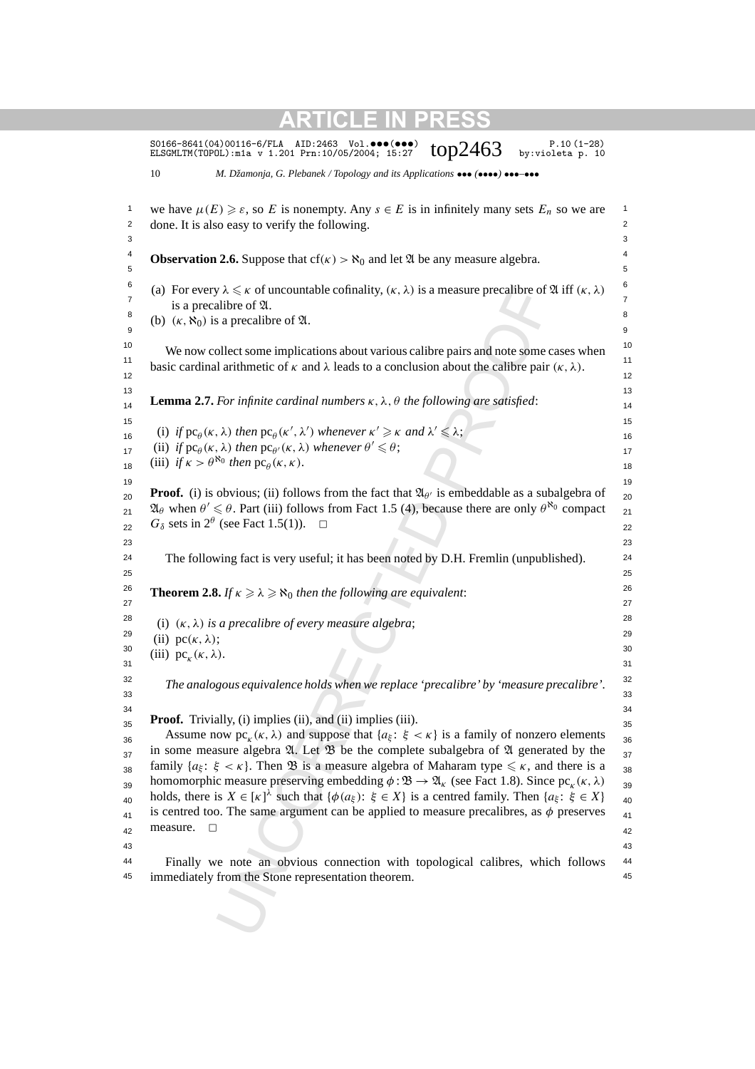we have $\mu(E) \geqslant \varepsilon$, so $E$ is nonempty. Any $s \in E$ is in infinitely many sets $E_n$ so we are done. It is also easy to verify the following.

**Observation 2.6.** Suppose that $\mathrm{cf}(\kappa) > \aleph_0$ and let $\mathfrak{A}$ be any measure algebra.

(a) For every $\lambda \leqslant \kappa$ of uncountable cofinality, $(\kappa, \lambda)$ is a measure precalibre of $\mathfrak{A}$ iff $(\kappa, \lambda)$ is a precalibre of $\mathfrak{A}$.
(b) $(\kappa, \aleph_0)$ is a precalibre of $\mathfrak{A}$.

We now collect some implications about various calibre pairs and note some cases when basic cardinal arithmetic of $\kappa$ and $\lambda$ leads to a conclusion about the calibre pair $(\kappa, \lambda)$.

**Lemma 2.7.** *For infinite cardinal numbers $\kappa, \lambda, \theta$ the following are satisfied*:

(i) *if $\mathrm{pc}_\theta(\kappa, \lambda)$ then $\mathrm{pc}_\theta(\kappa', \lambda')$ whenever $\kappa' \geqslant \kappa$ and $\lambda' \leqslant \lambda$*;
(ii) *if $\mathrm{pc}_\theta(\kappa, \lambda)$ then $\mathrm{pc}_{\theta'}(\kappa, \lambda)$ whenever $\theta' \leqslant \theta$*;
(iii) *if $\kappa > \theta^{\aleph_0}$ then $\mathrm{pc}_\theta(\kappa, \kappa)$.*

**Proof.** (i) is obvious; (ii) follows from the fact that $\mathfrak{A}_{\theta'}$ is embeddable as a subalgebra of $\mathfrak{A}_\theta$ when $\theta' \leqslant \theta$. Part (iii) follows from Fact 1.5 (4), because there are only $\theta^{\aleph_0}$ compact $G_\delta$ sets in $2^\theta$ (see Fact 1.5(1)). $\square$

The following fact is very useful; it has been noted by D.H. Fremlin (unpublished).

**Theorem 2.8.** *If $\kappa \geqslant \lambda \geqslant \aleph_0$ then the following are equivalent*:

(i) *$(\kappa, \lambda)$ is a precalibre of every measure algebra*;
(ii) *$\mathrm{pc}(\kappa, \lambda)$*;
(iii) *$\mathrm{pc}_\kappa(\kappa, \lambda)$.*

*The analogous equivalence holds when we replace 'precalibre' by 'measure precalibre'.*

**Proof.** Trivially, (i) implies (ii), and (ii) implies (iii).

Assume now $\mathrm{pc}_\kappa(\kappa, \lambda)$ and suppose that $\{a_\xi\colon \xi < \kappa\}$ is a family of nonzero elements in some measure algebra $\mathfrak{A}$. Let $\mathfrak{B}$ be the complete subalgebra of $\mathfrak{A}$ generated by the family $\{a_\xi\colon \xi < \kappa\}$. Then $\mathfrak{B}$ is a measure algebra of Maharam type $\leqslant \kappa$, and there is a homomorphic measure preserving embedding $\phi : \mathfrak{B} \to \mathfrak{A}_\kappa$ (see Fact 1.8). Since $\mathrm{pc}_\kappa(\kappa, \lambda)$ holds, there is $X \in [\kappa]^\lambda$ such that $\{\phi(a_\xi)\colon \xi \in X\}$ is a centred family. Then $\{a_\xi\colon \xi \in X\}$ is centred too. The same argument can be applied to measure precalibres, as $\phi$ preserves measure. $\square$

Finally we note an obvious connection with topological calibres, which follows immediately from the Stone representation theorem.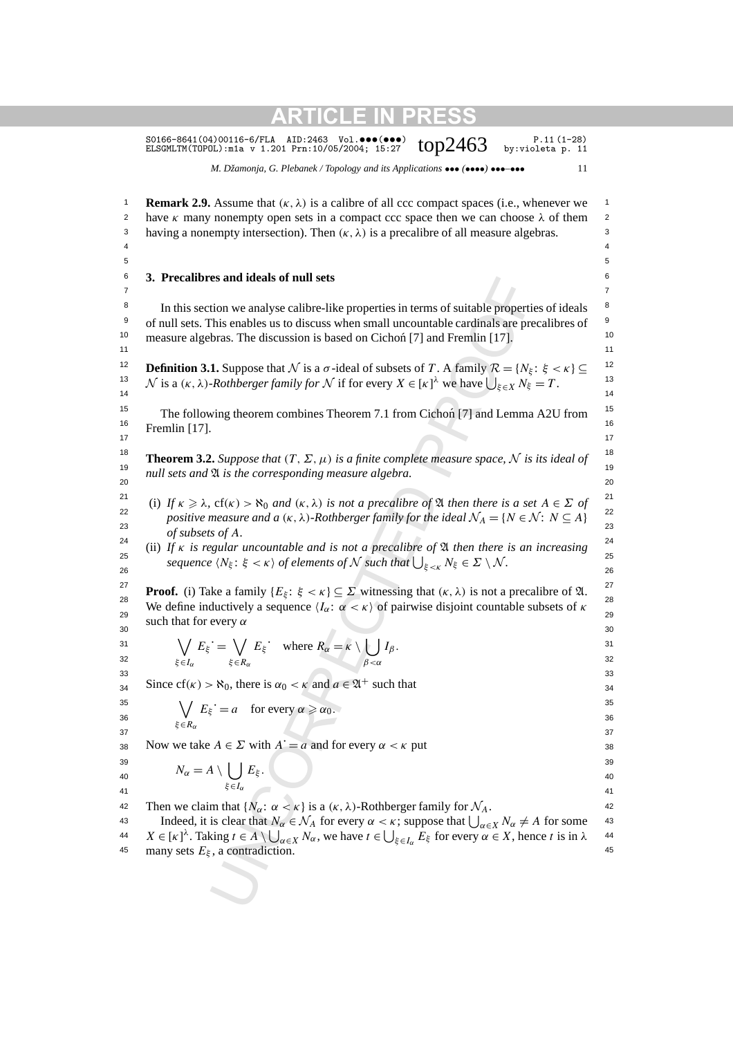**Remark 2.9.** Assume that $(\kappa,\lambda)$ is a calibre of all ccc compact spaces (i.e., whenever we have $\kappa$ many nonempty open sets in a compact ccc space then we can choose $\lambda$ of them having a nonempty intersection). Then $(\kappa,\lambda)$ is a precalibre of all measure algebras.

## 3. Precalibres and ideals of null sets

In this section we analyse calibre-like properties in terms of suitable properties of ideals of null sets. This enables us to discuss when small uncountable cardinals are precalibres of measure algebras. The discussion is based on Cichoń [7] and Fremlin [17].

**Definition 3.1.** Suppose that $\mathcal{N}$ is a $\sigma$-ideal of subsets of $T$. A family $\mathcal{R}=\{N_\xi\colon \xi<\kappa\}\subseteq\mathcal{N}$ is a *$(\kappa,\lambda)$-Rothberger family for* $\mathcal{N}$ if for every $X\in[\kappa]^\lambda$ we have $\bigcup_{\xi\in X}N_\xi=T$.

The following theorem combines Theorem 7.1 from Cichoń [7] and Lemma A2U from Fremlin [17].

**Theorem 3.2.** *Suppose that $(T,\Sigma,\mu)$ is a finite complete measure space, $\mathcal{N}$ is its ideal of null sets and $\mathfrak{A}$ is the corresponding measure algebra.*

- (i) *If $\kappa\geqslant\lambda$, $\mathrm{cf}(\kappa)>\aleph_0$ and $(\kappa,\lambda)$ is not a precalibre of $\mathfrak{A}$ then there is a set $A\in\Sigma$ of positive measure and a $(\kappa,\lambda)$-Rothberger family for the ideal $\mathcal{N}_A=\{N\in\mathcal{N}\colon N\subseteq A\}$ of subsets of $A$.*
- (ii) *If $\kappa$ is regular uncountable and is not a precalibre of $\mathfrak{A}$ then there is an increasing sequence $\langle N_\xi\colon \xi<\kappa\rangle$ of elements of $\mathcal{N}$ such that $\bigcup_{\xi<\kappa}N_\xi\in\Sigma\setminus\mathcal{N}$.*

**Proof.** (i) Take a family $\{E_\xi\colon \xi<\kappa\}\subseteq\Sigma$ witnessing that $(\kappa,\lambda)$ is not a precalibre of $\mathfrak{A}$. We define inductively a sequence $\langle I_\alpha\colon \alpha<\kappa\rangle$ of pairwise disjoint countable subsets of $\kappa$ such that for every $\alpha$

$$\bigvee_{\xi\in I_\alpha}E_\xi{}^\bullet=\bigvee_{\xi\in R_\alpha}E_\xi{}^\bullet\quad\text{where } R_\alpha=\kappa\setminus\bigcup_{\beta<\alpha}I_\beta.$$

Since $\mathrm{cf}(\kappa)>\aleph_0$, there is $\alpha_0<\kappa$ and $a\in\mathfrak{A}^+$ such that

$$\bigvee_{\xi\in R_\alpha}E_\xi{}^\bullet=a\quad\text{for every } \alpha\geqslant\alpha_0.$$

Now we take $A\in\Sigma$ with $A^\bullet=a$ and for every $\alpha<\kappa$ put

$$N_\alpha=A\setminus\bigcup_{\xi\in I_\alpha}E_\xi.$$

Then we claim that $\{N_\alpha\colon \alpha<\kappa\}$ is a $(\kappa,\lambda)$-Rothberger family for $\mathcal{N}_A$.

Indeed, it is clear that $N_\alpha\in\mathcal{N}_A$ for every $\alpha<\kappa$; suppose that $\bigcup_{\alpha\in X}N_\alpha\neq A$ for some $X\in[\kappa]^\lambda$. Taking $t\in A\setminus\bigcup_{\alpha\in X}N_\alpha$, we have $t\in\bigcup_{\xi\in I_\alpha}E_\xi$ for every $\alpha\in X$, hence $t$ is in $\lambda$ many sets $E_\xi$, a contradiction.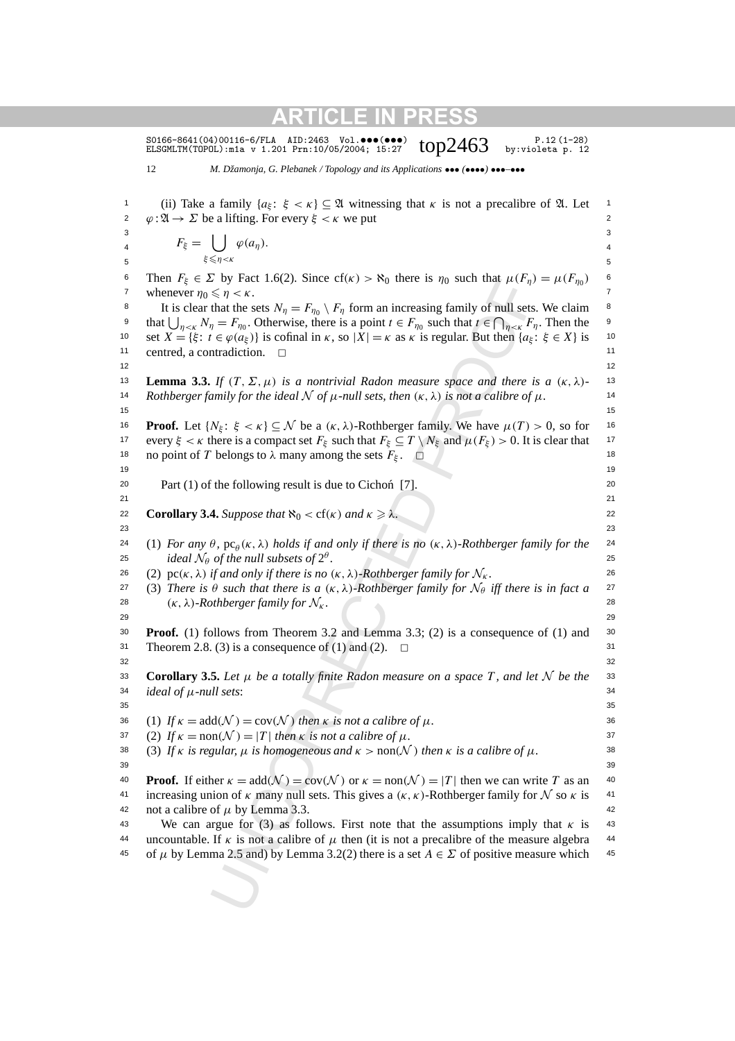(ii) Take a family $\{a_\xi\colon \xi < \kappa\} \subseteq \mathfrak{A}$ witnessing that $\kappa$ is not a precalibre of $\mathfrak{A}$. Let $\varphi : \mathfrak{A} \to \Sigma$ be a lifting. For every $\xi < \kappa$ we put

$$F_\xi = \bigcup_{\xi \leqslant \eta < \kappa} \varphi(a_\eta).$$

Then $F_\xi \in \Sigma$ by Fact 1.6(2). Since $\mathrm{cf}(\kappa) > \aleph_0$ there is $\eta_0$ such that $\mu(F_\eta) = \mu(F_{\eta_0})$ whenever $\eta_0 \leqslant \eta < \kappa$.

It is clear that the sets $N_\eta = F_{\eta_0} \setminus F_\eta$ form an increasing family of null sets. We claim that $\bigcup_{\eta<\kappa} N_\eta = F_{\eta_0}$. Otherwise, there is a point $t \in F_{\eta_0}$ such that $t \in \bigcap_{\eta<\kappa} F_\eta$. Then the set $X = \{\xi\colon t \in \varphi(a_\xi)\}$ is cofinal in $\kappa$, so $|X| = \kappa$ as $\kappa$ is regular. But then $\{a_\xi\colon \xi \in X\}$ is centred, a contradiction. $\square$

**Lemma 3.3.** *If $(T, \Sigma, \mu)$ is a nontrivial Radon measure space and there is a $(\kappa, \lambda)$-Rothberger family for the ideal $\mathcal{N}$ of $\mu$-null sets, then $(\kappa, \lambda)$ is not a calibre of $\mu$.*

**Proof.** Let $\{N_\xi\colon \xi < \kappa\} \subseteq \mathcal{N}$ be a $(\kappa, \lambda)$-Rothberger family. We have $\mu(T) > 0$, so for every $\xi < \kappa$ there is a compact set $F_\xi$ such that $F_\xi \subseteq T \setminus N_\xi$ and $\mu(F_\xi) > 0$. It is clear that no point of $T$ belongs to $\lambda$ many among the sets $F_\xi$. $\square$

Part (1) of the following result is due to Cichoń [7].

**Corollary 3.4.** *Suppose that $\aleph_0 < \mathrm{cf}(\kappa)$ and $\kappa \geqslant \lambda$.*

(1) *For any $\theta$, $\mathrm{pc}_\theta(\kappa, \lambda)$ holds if and only if there is no $(\kappa, \lambda)$-Rothberger family for the ideal $\mathcal{N}_\theta$ of the null subsets of $2^\theta$.*
(2) *$\mathrm{pc}(\kappa, \lambda)$ if and only if there is no $(\kappa, \lambda)$-Rothberger family for $\mathcal{N}_\kappa$.*
(3) *There is $\theta$ such that there is a $(\kappa, \lambda)$-Rothberger family for $\mathcal{N}_\theta$ iff there is in fact a $(\kappa, \lambda)$-Rothberger family for $\mathcal{N}_\kappa$.*

**Proof.** (1) follows from Theorem 3.2 and Lemma 3.3; (2) is a consequence of (1) and Theorem 2.8. (3) is a consequence of (1) and (2). $\square$

**Corollary 3.5.** *Let $\mu$ be a totally finite Radon measure on a space $T$, and let $\mathcal{N}$ be the ideal of $\mu$-null sets*:

(1) *If $\kappa = \mathrm{add}(\mathcal{N}) = \mathrm{cov}(\mathcal{N})$ then $\kappa$ is not a calibre of $\mu$.*
(2) *If $\kappa = \mathrm{non}(\mathcal{N}) = |T|$ then $\kappa$ is not a calibre of $\mu$.*
(3) *If $\kappa$ is regular, $\mu$ is homogeneous and $\kappa > \mathrm{non}(\mathcal{N})$ then $\kappa$ is a calibre of $\mu$.*

**Proof.** If either $\kappa = \mathrm{add}(\mathcal{N}) = \mathrm{cov}(\mathcal{N})$ or $\kappa = \mathrm{non}(\mathcal{N}) = |T|$ then we can write $T$ as an increasing union of $\kappa$ many null sets. This gives a $(\kappa, \kappa)$-Rothberger family for $\mathcal{N}$ so $\kappa$ is not a calibre of $\mu$ by Lemma 3.3.

We can argue for (3) as follows. First note that the assumptions imply that $\kappa$ is uncountable. If $\kappa$ is not a calibre of $\mu$ then (it is not a precalibre of the measure algebra of $\mu$ by Lemma 2.5 and) by Lemma 3.2(2) there is a set $A \in \Sigma$ of positive measure which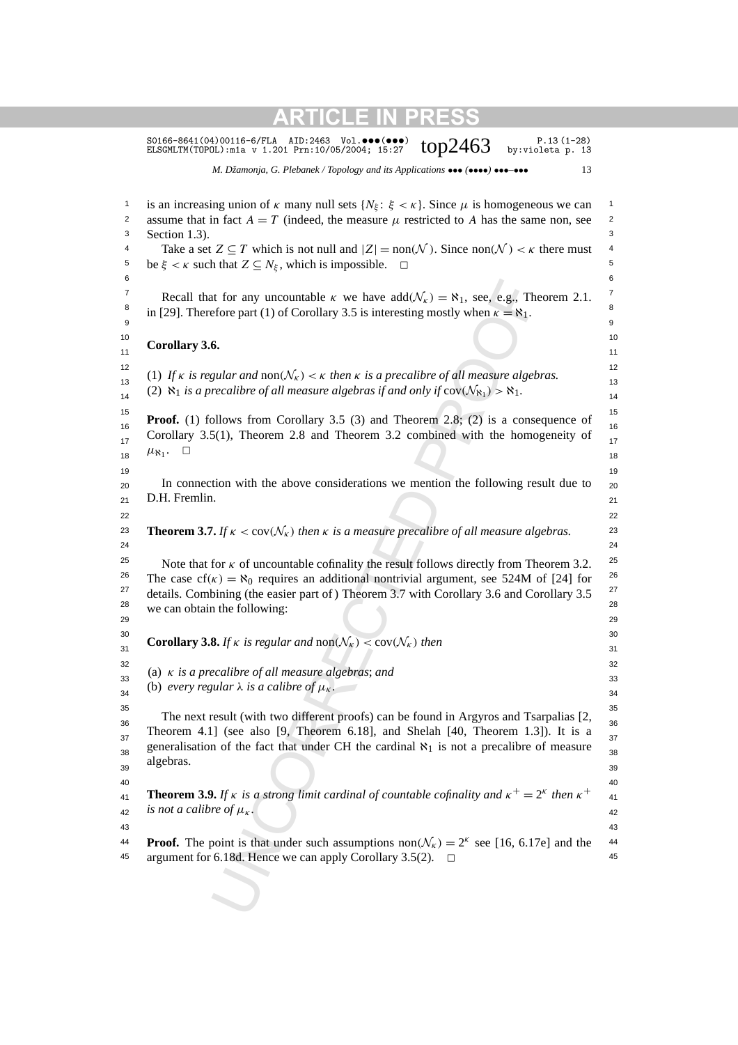is an increasing union of $\kappa$ many null sets $\{N_\xi\colon \xi < \kappa\}$. Since $\mu$ is homogeneous we can assume that in fact $A = T$ (indeed, the measure $\mu$ restricted to $A$ has the same non, see Section 1.3).

Take a set $Z \subseteq T$ which is not null and $|Z| = \operatorname{non}(\mathcal{N})$. Since $\operatorname{non}(\mathcal{N}) < \kappa$ there must be $\xi < \kappa$ such that $Z \subseteq N_\xi$, which is impossible. $\square$

Recall that for any uncountable $\kappa$ we have $\operatorname{add}(\mathcal{N}_\kappa) = \aleph_1$, see, e.g., Theorem 2.1. in [29]. Therefore part (1) of Corollary 3.5 is interesting mostly when $\kappa = \aleph_1$.

**Corollary 3.6.**

(1) *If $\kappa$ is regular and* $\operatorname{non}(\mathcal{N}_\kappa) < \kappa$ *then $\kappa$ is a precalibre of all measure algebras.*
(2) *$\aleph_1$ is a precalibre of all measure algebras if and only if* $\operatorname{cov}(\mathcal{N}_{\aleph_1}) > \aleph_1$.

**Proof.** (1) follows from Corollary 3.5 (3) and Theorem 2.8; (2) is a consequence of Corollary 3.5(1), Theorem 2.8 and Theorem 3.2 combined with the homogeneity of $\mu_{\aleph_1}$. $\square$

In connection with the above considerations we mention the following result due to D.H. Fremlin.

**Theorem 3.7.** *If $\kappa < \operatorname{cov}(\mathcal{N}_\kappa)$ then $\kappa$ is a measure precalibre of all measure algebras.*

Note that for $\kappa$ of uncountable cofinality the result follows directly from Theorem 3.2. The case $\operatorname{cf}(\kappa) = \aleph_0$ requires an additional nontrivial argument, see 524M of [24] for details. Combining (the easier part of) Theorem 3.7 with Corollary 3.6 and Corollary 3.5 we can obtain the following:

**Corollary 3.8.** *If $\kappa$ is regular and* $\operatorname{non}(\mathcal{N}_\kappa) < \operatorname{cov}(\mathcal{N}_\kappa)$ *then*

(a) *$\kappa$ is a precalibre of all measure algebras*; *and*
(b) *every regular $\lambda$ is a calibre of $\mu_\kappa$.*

The next result (with two different proofs) can be found in Argyros and Tsarpalias [2, Theorem 4.1] (see also [9, Theorem 6.18], and Shelah [40, Theorem 1.3]). It is a generalisation of the fact that under CH the cardinal $\aleph_1$ is not a precalibre of measure algebras.

**Theorem 3.9.** *If $\kappa$ is a strong limit cardinal of countable cofinality and $\kappa^+ = 2^\kappa$ then $\kappa^+$ is not a calibre of $\mu_\kappa$.*

**Proof.** The point is that under such assumptions $\operatorname{non}(\mathcal{N}_\kappa) = 2^\kappa$ see [16, 6.17e] and the argument for 6.18d. Hence we can apply Corollary 3.5(2). $\square$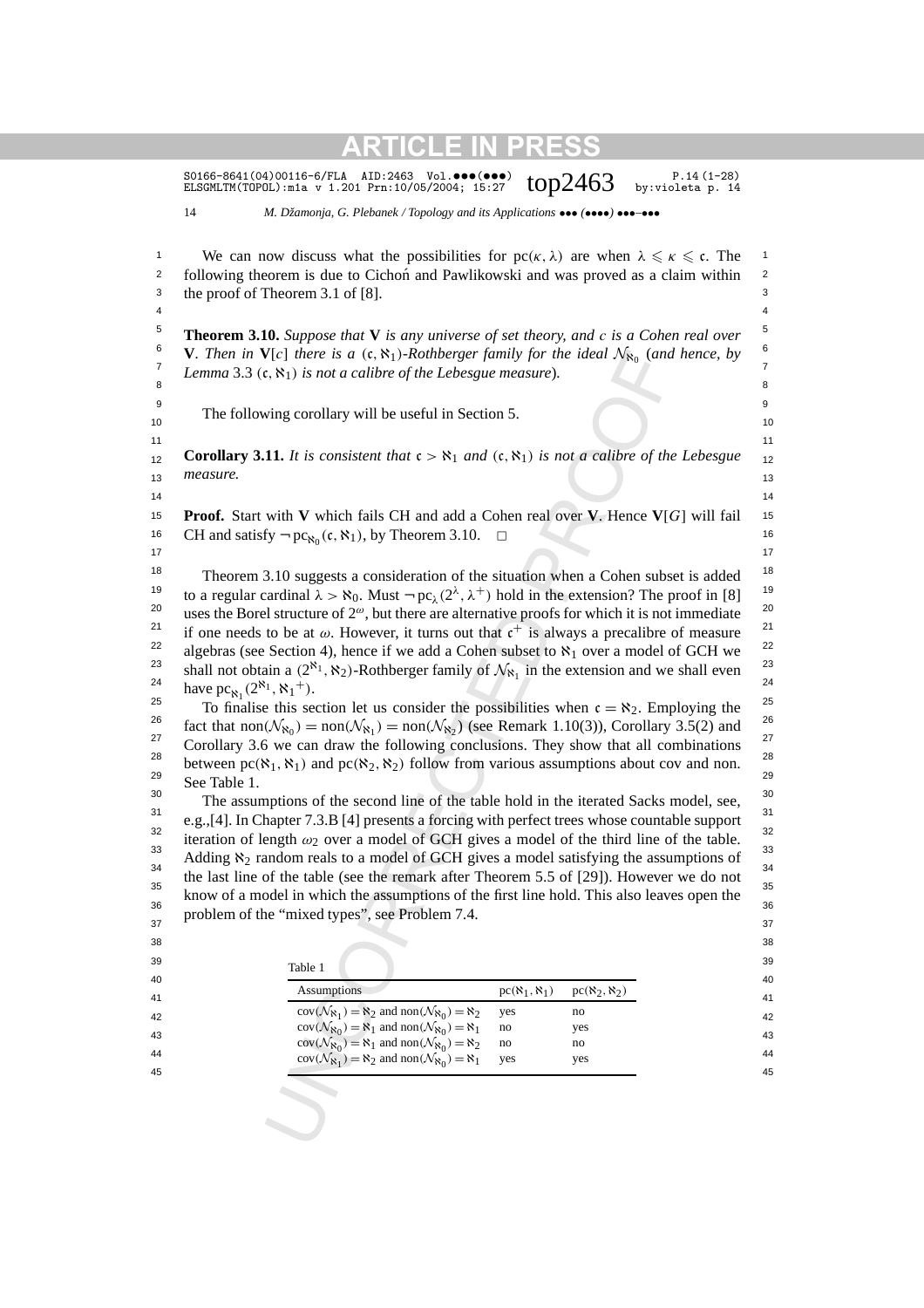We can now discuss what the possibilities for $\mathrm{pc}(\kappa, \lambda)$ are when $\lambda \leqslant \kappa \leqslant \mathfrak{c}$. The following theorem is due to Cichoń and Pawlikowski and was proved as a claim within the proof of Theorem 3.1 of [8].

**Theorem 3.10.** *Suppose that* $\mathbf{V}$ *is any universe of set theory, and* $c$ *is a Cohen real over* $\mathbf{V}$. *Then in* $\mathbf{V}[c]$ *there is a* $(\mathfrak{c}, \aleph_1)$*-Rothberger family for the ideal* $\mathcal{N}_{\aleph_0}$ *(and hence, by Lemma* 3.3 $(\mathfrak{c}, \aleph_1)$ *is not a calibre of the Lebesgue measure).*

The following corollary will be useful in Section 5.

**Corollary 3.11.** *It is consistent that* $\mathfrak{c} > \aleph_1$ *and* $(\mathfrak{c}, \aleph_1)$ *is not a calibre of the Lebesgue measure.*

**Proof.** Start with $\mathbf{V}$ which fails CH and add a Cohen real over $\mathbf{V}$. Hence $\mathbf{V}[G]$ will fail CH and satisfy $\neg\,\mathrm{pc}_{\aleph_0}(\mathfrak{c}, \aleph_1)$, by Theorem 3.10. $\square$

Theorem 3.10 suggests a consideration of the situation when a Cohen subset is added to a regular cardinal $\lambda > \aleph_0$. Must $\neg\,\mathrm{pc}_\lambda(2^\lambda, \lambda^+)$ hold in the extension? The proof in [8] uses the Borel structure of $2^\omega$, but there are alternative proofs for which it is not immediate if one needs to be at $\omega$. However, it turns out that $\mathfrak{c}^+$ is always a precalibre of measure algebras (see Section 4), hence if we add a Cohen subset to $\aleph_1$ over a model of GCH we shall not obtain a $(2^{\aleph_1}, \aleph_2)$-Rothberger family of $\mathcal{N}_{\aleph_1}$ in the extension and we shall even have $\mathrm{pc}_{\aleph_1}(2^{\aleph_1}, {\aleph_1}^+)$.

To finalise this section let us consider the possibilities when $\mathfrak{c} = \aleph_2$. Employing the fact that $\mathrm{non}(\mathcal{N}_{\aleph_0}) = \mathrm{non}(\mathcal{N}_{\aleph_1}) = \mathrm{non}(\mathcal{N}_{\aleph_2})$ (see Remark 1.10(3)), Corollary 3.5(2) and Corollary 3.6 we can draw the following conclusions. They show that all combinations between $\mathrm{pc}(\aleph_1, \aleph_1)$ and $\mathrm{pc}(\aleph_2, \aleph_2)$ follow from various assumptions about cov and non. See Table 1.

The assumptions of the second line of the table hold in the iterated Sacks model, see, e.g.,[4]. In Chapter 7.3.B [4] presents a forcing with perfect trees whose countable support iteration of length $\omega_2$ over a model of GCH gives a model of the third line of the table. Adding $\aleph_2$ random reals to a model of GCH gives a model satisfying the assumptions of the last line of the table (see the remark after Theorem 5.5 of [29]). However we do not know of a model in which the assumptions of the first line hold. This also leaves open the problem of the "mixed types", see Problem 7.4.

Table 1

| Assumptions | $\mathrm{pc}(\aleph_1, \aleph_1)$ | $\mathrm{pc}(\aleph_2, \aleph_2)$ |
|---|---|---|
| $\mathrm{cov}(\mathcal{N}_{\aleph_1}) = \aleph_2$ and $\mathrm{non}(\mathcal{N}_{\aleph_0}) = \aleph_2$ | yes | no |
| $\mathrm{cov}(\mathcal{N}_{\aleph_0}) = \aleph_1$ and $\mathrm{non}(\mathcal{N}_{\aleph_0}) = \aleph_1$ | no | yes |
| $\mathrm{cov}(\mathcal{N}_{\aleph_0}) = \aleph_1$ and $\mathrm{non}(\mathcal{N}_{\aleph_0}) = \aleph_2$ | no | no |
| $\mathrm{cov}(\mathcal{N}_{\aleph_1}) = \aleph_2$ and $\mathrm{non}(\mathcal{N}_{\aleph_0}) = \aleph_1$ | yes | yes |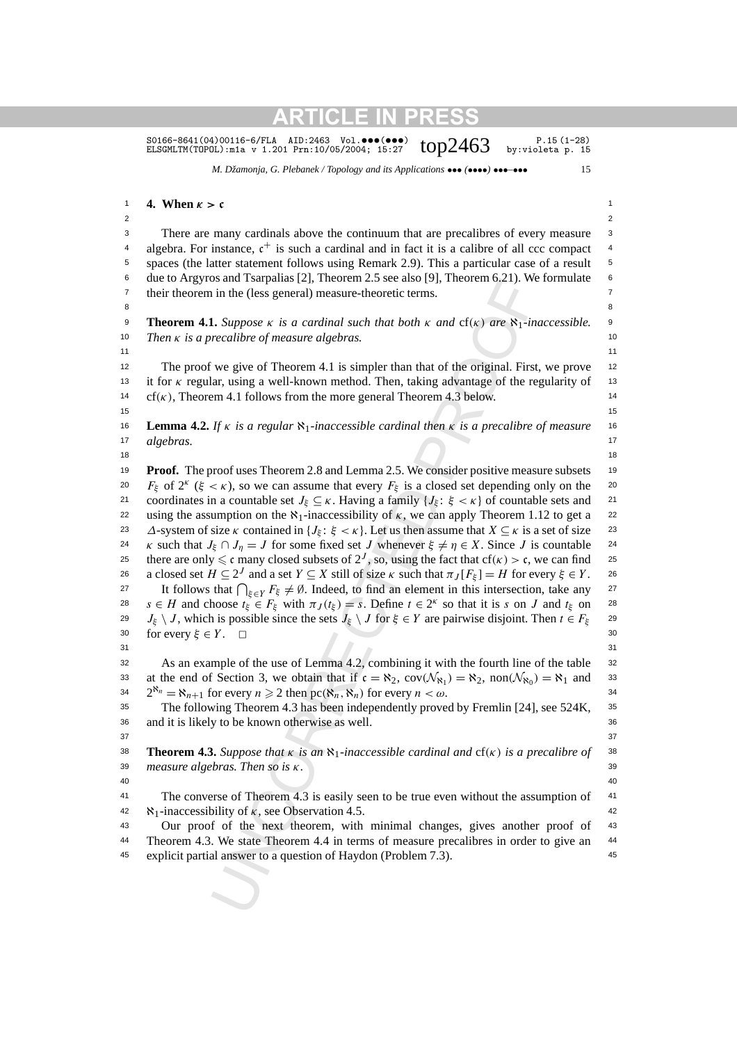## 4. When $\kappa > \mathfrak{c}$

There are many cardinals above the continuum that are precalibres of every measure algebra. For instance, $\mathfrak{c}^+$ is such a cardinal and in fact it is a calibre of all ccc compact spaces (the latter statement follows using Remark 2.9). This a particular case of a result due to Argyros and Tsarpalias [2], Theorem 2.5 see also [9], Theorem 6.21). We formulate their theorem in the (less general) measure-theoretic terms.

**Theorem 4.1.** *Suppose $\kappa$ is a cardinal such that both $\kappa$ and $\mathrm{cf}(\kappa)$ are $\aleph_1$-inaccessible. Then $\kappa$ is a precalibre of measure algebras.*

The proof we give of Theorem 4.1 is simpler than that of the original. First, we prove it for $\kappa$ regular, using a well-known method. Then, taking advantage of the regularity of $\mathrm{cf}(\kappa)$, Theorem 4.1 follows from the more general Theorem 4.3 below.

**Lemma 4.2.** *If $\kappa$ is a regular $\aleph_1$-inaccessible cardinal then $\kappa$ is a precalibre of measure algebras.*

**Proof.** The proof uses Theorem 2.8 and Lemma 2.5. We consider positive measure subsets $F_\xi$ of $2^\kappa$ ($\xi < \kappa$), so we can assume that every $F_\xi$ is a closed set depending only on the coordinates in a countable set $J_\xi \subseteq \kappa$. Having a family $\{J_\xi\colon \xi < \kappa\}$ of countable sets and using the assumption on the $\aleph_1$-inaccessibility of $\kappa$, we can apply Theorem 1.12 to get a $\Delta$-system of size $\kappa$ contained in $\{J_\xi\colon \xi < \kappa\}$. Let us then assume that $X \subseteq \kappa$ is a set of size $\kappa$ such that $J_\xi \cap J_\eta = J$ for some fixed set $J$ whenever $\xi \neq \eta \in X$. Since $J$ is countable there are only $\leqslant \mathfrak{c}$ many closed subsets of $2^J$, so, using the fact that $\mathrm{cf}(\kappa) > \mathfrak{c}$, we can find a closed set $H \subseteq 2^J$ and a set $Y \subseteq X$ still of size $\kappa$ such that $\pi_J[F_\xi] = H$ for every $\xi \in Y$.

It follows that $\bigcap_{\xi \in Y} F_\xi \neq \emptyset$. Indeed, to find an element in this intersection, take any $s \in H$ and choose $t_\xi \in F_\xi$ with $\pi_J(t_\xi) = s$. Define $t \in 2^\kappa$ so that it is $s$ on $J$ and $t_\xi$ on $J_\xi \setminus J$, which is possible since the sets $J_\xi \setminus J$ for $\xi \in Y$ are pairwise disjoint. Then $t \in F_\xi$ for every $\xi \in Y$. $\square$

As an example of the use of Lemma 4.2, combining it with the fourth line of the table at the end of Section 3, we obtain that if $\mathfrak{c} = \aleph_2$, $\mathrm{cov}(\mathcal{N}_{\aleph_1}) = \aleph_2$, $\mathrm{non}(\mathcal{N}_{\aleph_0}) = \aleph_1$ and $2^{\aleph_n} = \aleph_{n+1}$ for every $n \geqslant 2$ then $\mathrm{pc}(\aleph_n, \aleph_n)$ for every $n < \omega$.

The following Theorem 4.3 has been independently proved by Fremlin [24], see 524K, and it is likely to be known otherwise as well.

**Theorem 4.3.** *Suppose that $\kappa$ is an $\aleph_1$-inaccessible cardinal and $\mathrm{cf}(\kappa)$ is a precalibre of measure algebras. Then so is $\kappa$.*

The converse of Theorem 4.3 is easily seen to be true even without the assumption of $\aleph_1$-inaccessibility of $\kappa$, see Observation 4.5.

Our proof of the next theorem, with minimal changes, gives another proof of Theorem 4.3. We state Theorem 4.4 in terms of measure precalibres in order to give an explicit partial answer to a question of Haydon (Problem 7.3).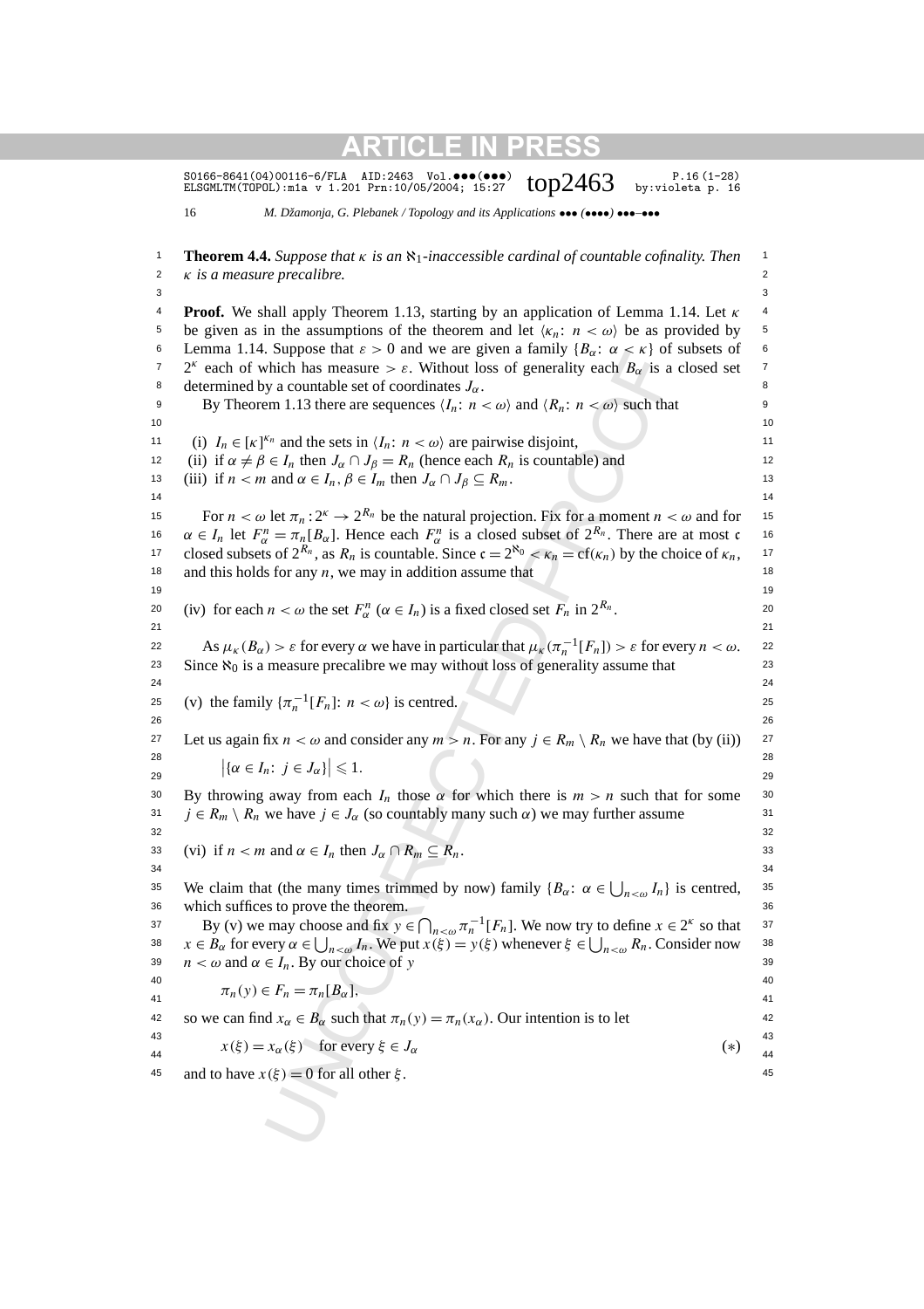**Theorem 4.4.** *Suppose that $\kappa$ is an $\aleph_1$-inaccessible cardinal of countable cofinality. Then $\kappa$ is a measure precalibre.*

**Proof.** We shall apply Theorem 1.13, starting by an application of Lemma 1.14. Let $\kappa$ be given as in the assumptions of the theorem and let $\langle \kappa_n \colon n < \omega \rangle$ be as provided by Lemma 1.14. Suppose that $\varepsilon > 0$ and we are given a family $\{B_\alpha \colon \alpha < \kappa\}$ of subsets of $2^\kappa$ each of which has measure $> \varepsilon$. Without loss of generality each $B_\alpha$ is a closed set determined by a countable set of coordinates $J_\alpha$.

By Theorem 1.13 there are sequences $\langle I_n \colon n < \omega \rangle$ and $\langle R_n \colon n < \omega \rangle$ such that

(i) $I_n \in [\kappa]^{\kappa_n}$ and the sets in $\langle I_n \colon n < \omega \rangle$ are pairwise disjoint,
(ii) if $\alpha \neq \beta \in I_n$ then $J_\alpha \cap J_\beta = R_n$ (hence each $R_n$ is countable) and
(iii) if $n < m$ and $\alpha \in I_n, \beta \in I_m$ then $J_\alpha \cap J_\beta \subseteq R_m$.

For $n < \omega$ let $\pi_n : 2^\kappa \to 2^{R_n}$ be the natural projection. Fix for a moment $n < \omega$ and for $\alpha \in I_n$ let $F^n_\alpha = \pi_n[B_\alpha]$. Hence each $F^n_\alpha$ is a closed subset of $2^{R_n}$. There are at most $\mathfrak{c}$ closed subsets of $2^{R_n}$, as $R_n$ is countable. Since $\mathfrak{c} = 2^{\aleph_0} < \kappa_n = \mathrm{cf}(\kappa_n)$ by the choice of $\kappa_n$, and this holds for any $n$, we may in addition assume that

(iv) for each $n < \omega$ the set $F^n_\alpha$ $(\alpha \in I_n)$ is a fixed closed set $F_n$ in $2^{R_n}$.

As $\mu_\kappa(B_\alpha) > \varepsilon$ for every $\alpha$ we have in particular that $\mu_\kappa(\pi_n^{-1}[F_n]) > \varepsilon$ for every $n < \omega$. Since $\aleph_0$ is a measure precalibre we may without loss of generality assume that

(v) the family $\{\pi_n^{-1}[F_n] \colon n < \omega\}$ is centred.

Let us again fix $n < \omega$ and consider any $m > n$. For any $j \in R_m \setminus R_n$ we have that (by (ii))

$$\left|\{\alpha \in I_n \colon j \in J_\alpha\}\right| \leqslant 1.$$

By throwing away from each $I_n$ those $\alpha$ for which there is $m > n$ such that for some $j \in R_m \setminus R_n$ we have $j \in J_\alpha$ (so countably many such $\alpha$) we may further assume

(vi) if $n < m$ and $\alpha \in I_n$ then $J_\alpha \cap R_m \subseteq R_n$.

We claim that (the many times trimmed by now) family $\{B_\alpha \colon \alpha \in \bigcup_{n<\omega} I_n\}$ is centred, which suffices to prove the theorem.

By (v) we may choose and fix $y \in \bigcap_{n<\omega} \pi_n^{-1}[F_n]$. We now try to define $x \in 2^\kappa$ so that $x \in B_\alpha$ for every $\alpha \in \bigcup_{n<\omega} I_n$. We put $x(\xi) = y(\xi)$ whenever $\xi \in \bigcup_{n<\omega} R_n$. Consider now $n < \omega$ and $\alpha \in I_n$. By our choice of $y$

$$\pi_n(y) \in F_n = \pi_n[B_\alpha],$$

so we can find $x_\alpha \in B_\alpha$ such that $\pi_n(y) = \pi_n(x_\alpha)$. Our intention is to let

$$x(\xi) = x_\alpha(\xi) \quad \text{for every } \xi \in J_\alpha \tag{$*$}$$

and to have $x(\xi) = 0$ for all other $\xi$.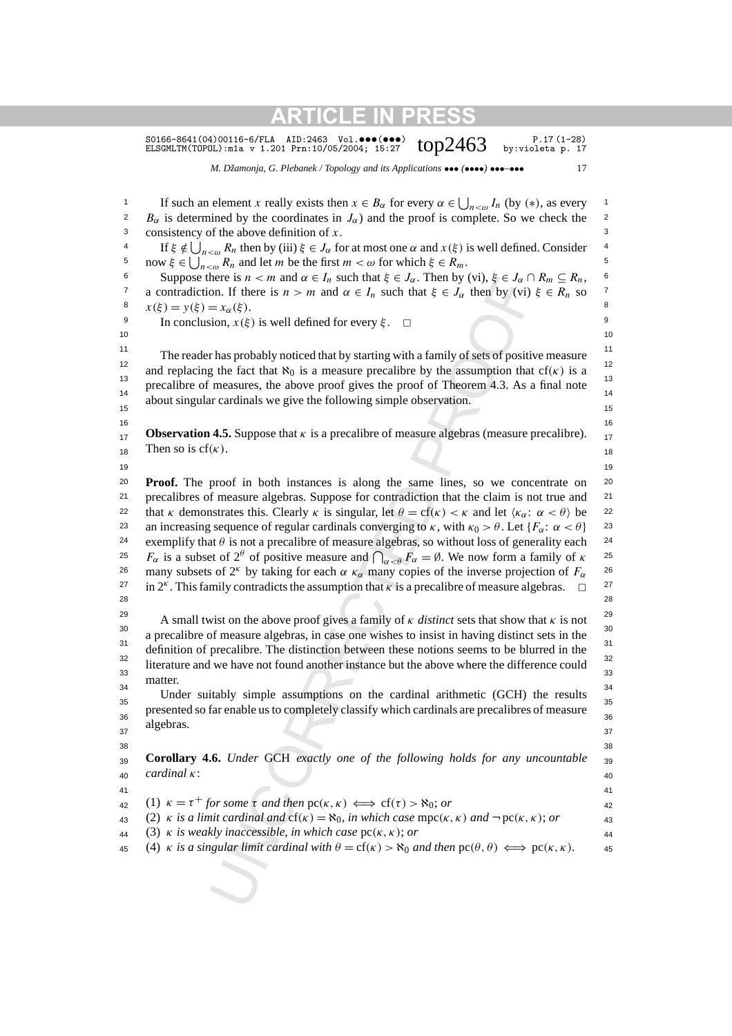If such an element $x$ really exists then $x \in B_\alpha$ for every $\alpha \in \bigcup_{n<\omega} I_n$ (by (∗), as every $B_\alpha$ is determined by the coordinates in $J_\alpha$) and the proof is complete. So we check the consistency of the above definition of $x$.

If $\xi \notin \bigcup_{n<\omega} R_n$ then by (iii) $\xi \in J_\alpha$ for at most one $\alpha$ and $x(\xi)$ is well defined. Consider now $\xi \in \bigcup_{n<\omega} R_n$ and let $m$ be the first $m < \omega$ for which $\xi \in R_m$.

Suppose there is $n < m$ and $\alpha \in I_n$ such that $\xi \in J_\alpha$. Then by (vi), $\xi \in J_\alpha \cap R_m \subseteq R_n$, a contradiction. If there is $n > m$ and $\alpha \in I_n$ such that $\xi \in J_\alpha$ then by (vi) $\xi \in R_n$ so $x(\xi) = y(\xi) = x_\alpha(\xi)$.

In conclusion, $x(\xi)$ is well defined for every $\xi$. □

The reader has probably noticed that by starting with a family of sets of positive measure and replacing the fact that $\aleph_0$ is a measure precalibre by the assumption that $\mathrm{cf}(\kappa)$ is a precalibre of measures, the above proof gives the proof of Theorem 4.3. As a final note about singular cardinals we give the following simple observation.

**Observation 4.5.** Suppose that $\kappa$ is a precalibre of measure algebras (measure precalibre). Then so is $\mathrm{cf}(\kappa)$.

**Proof.** The proof in both instances is along the same lines, so we concentrate on precalibres of measure algebras. Suppose for contradiction that the claim is not true and that $\kappa$ demonstrates this. Clearly $\kappa$ is singular, let $\theta = \mathrm{cf}(\kappa) < \kappa$ and let $\langle \kappa_\alpha \colon \alpha < \theta \rangle$ be an increasing sequence of regular cardinals converging to $\kappa$, with $\kappa_0 > \theta$. Let $\{F_\alpha \colon \alpha < \theta\}$ exemplify that $\theta$ is not a precalibre of measure algebras, so without loss of generality each $F_\alpha$ is a subset of $2^\theta$ of positive measure and $\bigcap_{\alpha<\theta} F_\alpha = \emptyset$. We now form a family of $\kappa$ many subsets of $2^\kappa$ by taking for each $\alpha$ $\kappa_\alpha$ many copies of the inverse projection of $F_\alpha$ in $2^\kappa$. This family contradicts the assumption that $\kappa$ is a precalibre of measure algebras. □

A small twist on the above proof gives a family of $\kappa$ *distinct* sets that show that $\kappa$ is not a precalibre of measure algebras, in case one wishes to insist in having distinct sets in the definition of precalibre. The distinction between these notions seems to be blurred in the literature and we have not found another instance but the above where the difference could matter.

Under suitably simple assumptions on the cardinal arithmetic (GCH) the results presented so far enable us to completely classify which cardinals are precalibres of measure algebras.

**Corollary 4.6.** *Under* GCH *exactly one of the following holds for any uncountable cardinal* $\kappa$:

1. $\kappa = \tau^+$ *for some* $\tau$ *and then* $\mathrm{pc}(\kappa,\kappa) \iff \mathrm{cf}(\tau) > \aleph_0$; *or*
2. $\kappa$ *is a limit cardinal and* $\mathrm{cf}(\kappa) = \aleph_0$, *in which case* $\mathrm{mpc}(\kappa,\kappa)$ *and* $\neg\,\mathrm{pc}(\kappa,\kappa)$; *or*
3. $\kappa$ *is weakly inaccessible, in which case* $\mathrm{pc}(\kappa,\kappa)$; *or*
4. $\kappa$ *is a singular limit cardinal with* $\theta = \mathrm{cf}(\kappa) > \aleph_0$ *and then* $\mathrm{pc}(\theta,\theta) \iff \mathrm{pc}(\kappa,\kappa)$.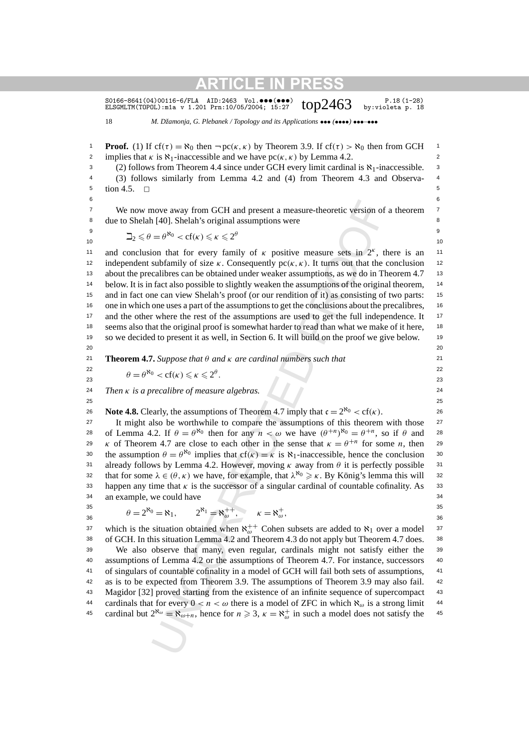**Proof.** (1) If $\mathrm{cf}(\tau) = \aleph_0$ then $\neg\,\mathrm{pc}(\kappa, \kappa)$ by Theorem 3.9. If $\mathrm{cf}(\tau) > \aleph_0$ then from GCH implies that $\kappa$ is $\aleph_1$-inaccessible and we have $\mathrm{pc}(\kappa, \kappa)$ by Lemma 4.2.

(2) follows from Theorem 4.4 since under GCH every limit cardinal is $\aleph_1$-inaccessible.

(3) follows similarly from Lemma 4.2 and (4) from Theorem 4.3 and Observation 4.5. $\square$

We now move away from GCH and present a measure-theoretic version of a theorem due to Shelah [40]. Shelah's original assumptions were

$$\beth_2 \leqslant \theta = \theta^{\aleph_0} < \mathrm{cf}(\kappa) \leqslant \kappa \leqslant 2^\theta$$

and conclusion that for every family of $\kappa$ positive measure sets in $2^\kappa$, there is an independent subfamily of size $\kappa$. Consequently $\mathrm{pc}(\kappa, \kappa)$. It turns out that the conclusion about the precalibres can be obtained under weaker assumptions, as we do in Theorem 4.7 below. It is in fact also possible to slightly weaken the assumptions of the original theorem, and in fact one can view Shelah's proof (or our rendition of it) as consisting of two parts: one in which one uses a part of the assumptions to get the conclusions about the precalibres, and the other where the rest of the assumptions are used to get the full independence. It seems also that the original proof is somewhat harder to read than what we make of it here, so we decided to present it as well, in Section 6. It will build on the proof we give below.

**Theorem 4.7.** *Suppose that $\theta$ and $\kappa$ are cardinal numbers such that*

$$\theta = \theta^{\aleph_0} < \mathrm{cf}(\kappa) \leqslant \kappa \leqslant 2^\theta.$$

*Then $\kappa$ is a precalibre of measure algebras.*

**Note 4.8.** Clearly, the assumptions of Theorem 4.7 imply that $\mathfrak{c} = 2^{\aleph_0} < \mathrm{cf}(\kappa)$.

It might also be worthwhile to compare the assumptions of this theorem with those of Lemma 4.2. If $\theta = \theta^{\aleph_0}$ then for any $n < \omega$ we have $(\theta^{+n})^{\aleph_0} = \theta^{+n}$, so if $\theta$ and $\kappa$ of Theorem 4.7 are close to each other in the sense that $\kappa = \theta^{+n}$ for some $n$, then the assumption $\theta = \theta^{\aleph_0}$ implies that $\mathrm{cf}(\kappa) = \kappa$ is $\aleph_1$-inaccessible, hence the conclusion already follows by Lemma 4.2. However, moving $\kappa$ away from $\theta$ it is perfectly possible that for some $\lambda \in (\theta, \kappa)$ we have, for example, that $\lambda^{\aleph_0} \geqslant \kappa$. By König's lemma this will happen any time that $\kappa$ is the successor of a singular cardinal of countable cofinality. As an example, we could have

$$\theta = 2^{\aleph_0} = \aleph_1, \qquad 2^{\aleph_1} = \aleph_\omega^{++}, \qquad \kappa = \aleph_\omega^{+},$$

which is the situation obtained when $\aleph_\omega^{++}$ Cohen subsets are added to $\aleph_1$ over a model of GCH. In this situation Lemma 4.2 and Theorem 4.3 do not apply but Theorem 4.7 does.

We also observe that many, even regular, cardinals might not satisfy either the assumptions of Lemma 4.2 or the assumptions of Theorem 4.7. For instance, successors of singulars of countable cofinality in a model of GCH will fail both sets of assumptions, as is to be expected from Theorem 3.9. The assumptions of Theorem 3.9 may also fail. Magidor [32] proved starting from the existence of an infinite sequence of supercompact cardinals that for every $0 < n < \omega$ there is a model of ZFC in which $\aleph_\omega$ is a strong limit cardinal but $2^{\aleph_\omega} = \aleph_{\omega+n}$, hence for $n \geqslant 3$, $\kappa = \aleph_\omega^+$ in such a model does not satisfy the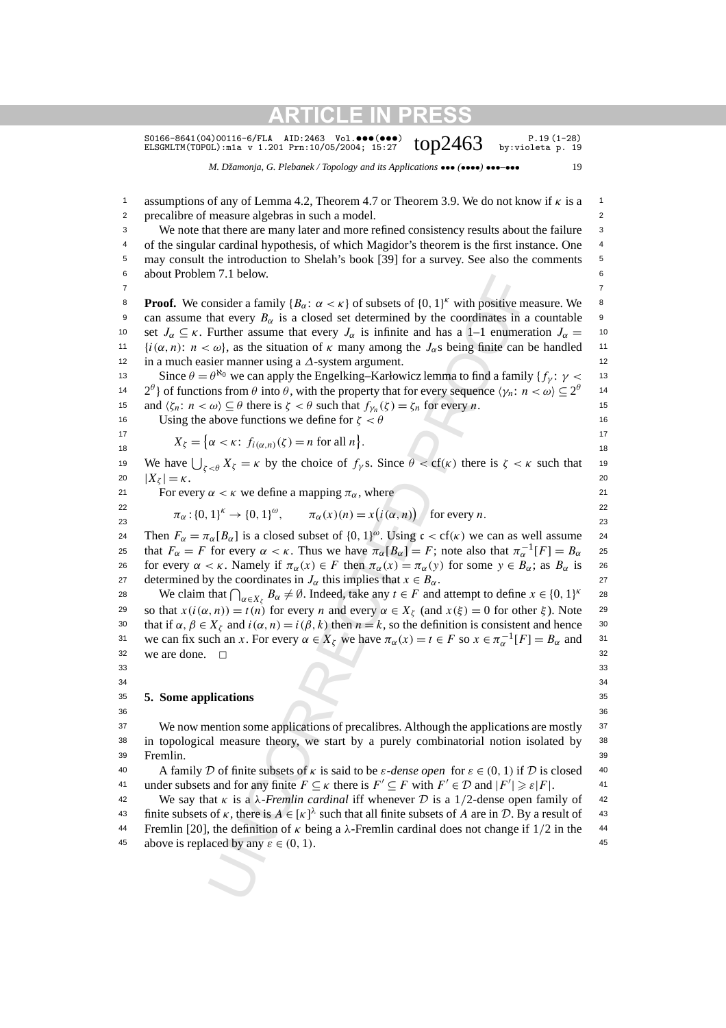assumptions of any of Lemma 4.2, Theorem 4.7 or Theorem 3.9. We do not know if $\kappa$ is a precalibre of measure algebras in such a model.

We note that there are many later and more refined consistency results about the failure of the singular cardinal hypothesis, of which Magidor's theorem is the first instance. One may consult the introduction to Shelah's book [39] for a survey. See also the comments about Problem 7.1 below.

**Proof.** We consider a family $\{B_\alpha: \alpha < \kappa\}$ of subsets of $\{0,1\}^\kappa$ with positive measure. We can assume that every $B_\alpha$ is a closed set determined by the coordinates in a countable set $J_\alpha \subseteq \kappa$. Further assume that every $J_\alpha$ is infinite and has a 1–1 enumeration $J_\alpha = \{i(\alpha,n): n < \omega\}$, as the situation of $\kappa$ many among the $J_\alpha$s being finite can be handled in a much easier manner using a $\Delta$-system argument.

Since $\theta = \theta^{\aleph_0}$ we can apply the Engelking–Karłowicz lemma to find a family $\{f_\gamma: \gamma < 2^\theta\}$ of functions from $\theta$ into $\theta$, with the property that for every sequence $\langle \gamma_n: n < \omega\rangle \subseteq 2^\theta$ and $\langle \zeta_n: n < \omega\rangle \subseteq \theta$ there is $\zeta < \theta$ such that $f_{\gamma_n}(\zeta) = \zeta_n$ for every $n$.

Using the above functions we define for $\zeta < \theta$

$$X_\zeta = \{\alpha < \kappa: f_{i(\alpha,n)}(\zeta) = n \text{ for all } n\}.$$

We have $\bigcup_{\zeta<\theta} X_\zeta = \kappa$ by the choice of $f_\gamma$s. Since $\theta < \mathrm{cf}(\kappa)$ there is $\zeta < \kappa$ such that $|X_\zeta| = \kappa$.

For every $\alpha < \kappa$ we define a mapping $\pi_\alpha$, where

$$\pi_\alpha : \{0,1\}^\kappa \to \{0,1\}^\omega, \qquad \pi_\alpha(x)(n) = x\big(i(\alpha,n)\big) \quad \text{for every } n.$$

Then $F_\alpha = \pi_\alpha[B_\alpha]$ is a closed subset of $\{0,1\}^\omega$. Using $\mathfrak{c} < \mathrm{cf}(\kappa)$ we can as well assume that $F_\alpha = F$ for every $\alpha < \kappa$. Thus we have $\pi_\alpha[B_\alpha] = F$; note also that $\pi_\alpha^{-1}[F] = B_\alpha$ for every $\alpha < \kappa$. Namely if $\pi_\alpha(x) \in F$ then $\pi_\alpha(x) = \pi_\alpha(y)$ for some $y \in B_\alpha$; as $B_\alpha$ is determined by the coordinates in $J_\alpha$ this implies that $x \in B_\alpha$.

We claim that $\bigcap_{\alpha\in X_\zeta} B_\alpha \neq \emptyset$. Indeed, take any $t \in F$ and attempt to define $x \in \{0,1\}^\kappa$ so that $x(i(\alpha,n)) = t(n)$ for every $n$ and every $\alpha \in X_\zeta$ (and $x(\xi) = 0$ for other $\xi$). Note that if $\alpha, \beta \in X_\zeta$ and $i(\alpha,n) = i(\beta,k)$ then $n = k$, so the definition is consistent and hence we can fix such an $x$. For every $\alpha \in X_\zeta$ we have $\pi_\alpha(x) = t \in F$ so $x \in \pi_\alpha^{-1}[F] = B_\alpha$ and we are done. $\square$

## 5. Some applications

We now mention some applications of precalibres. Although the applications are mostly in topological measure theory, we start by a purely combinatorial notion isolated by Fremlin.

A family $\mathcal{D}$ of finite subsets of $\kappa$ is said to be *$\varepsilon$-dense open* for $\varepsilon \in (0,1)$ if $\mathcal{D}$ is closed under subsets and for any finite $F \subseteq \kappa$ there is $F' \subseteq F$ with $F' \in \mathcal{D}$ and $|F'| \geqslant \varepsilon|F|$.

We say that $\kappa$ is a *$\lambda$-Fremlin cardinal* iff whenever $\mathcal{D}$ is a 1/2-dense open family of finite subsets of $\kappa$, there is $A \in [\kappa]^\lambda$ such that all finite subsets of $A$ are in $\mathcal{D}$. By a result of Fremlin [20], the definition of $\kappa$ being a $\lambda$-Fremlin cardinal does not change if 1/2 in the above is replaced by any $\varepsilon \in (0,1)$.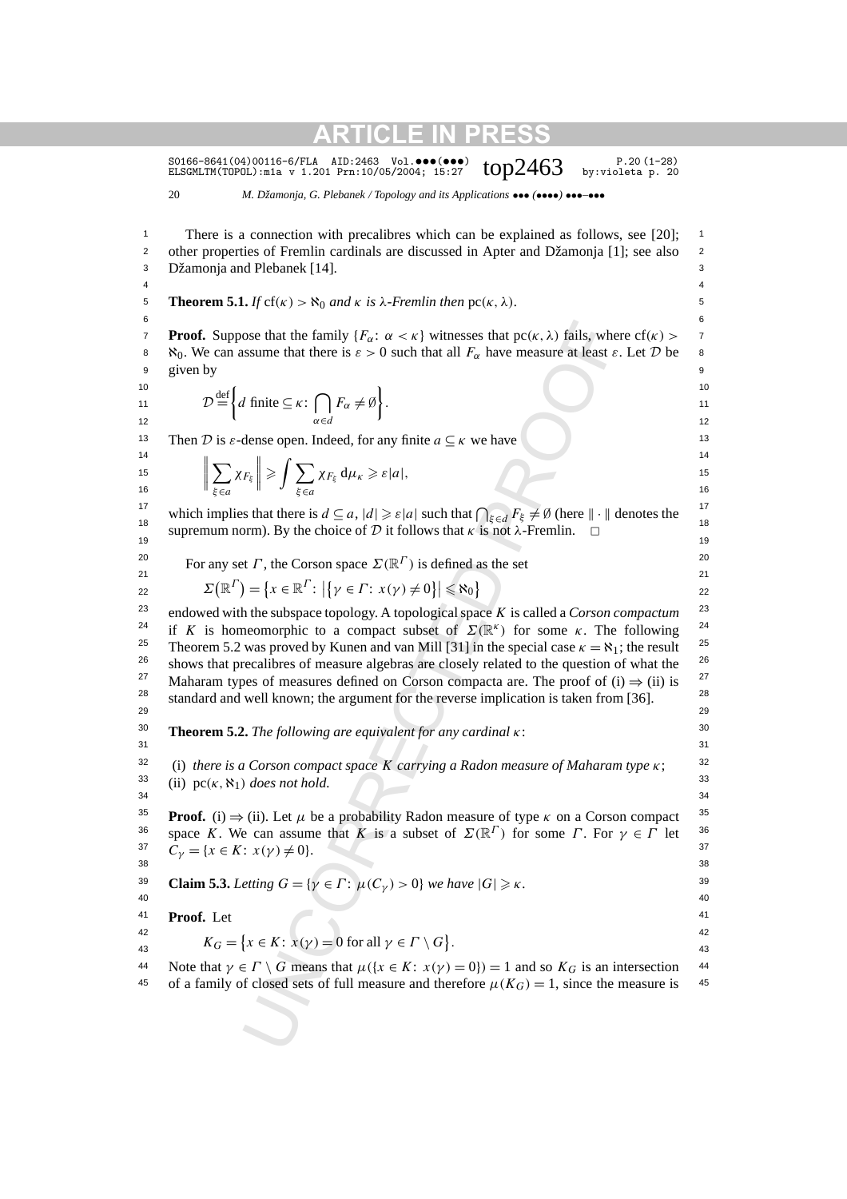There is a connection with precalibres which can be explained as follows, see [20]; other properties of Fremlin cardinals are discussed in Apter and Džamonja [1]; see also Džamonja and Plebanek [14].

**Theorem 5.1.** *If* $\mathrm{cf}(\kappa) > \aleph_0$ *and* $\kappa$ *is* $\lambda$*-Fremlin then* $\mathrm{pc}(\kappa, \lambda)$.

**Proof.** Suppose that the family $\{F_\alpha \colon \alpha < \kappa\}$ witnesses that $\mathrm{pc}(\kappa, \lambda)$ fails, where $\mathrm{cf}(\kappa) > \aleph_0$. We can assume that there is $\varepsilon > 0$ such that all $F_\alpha$ have measure at least $\varepsilon$. Let $\mathcal{D}$ be given by

$$\mathcal{D} \stackrel{\text{def}}{=} \left\{ d \text{ finite} \subseteq \kappa \colon \bigcap_{\alpha \in d} F_\alpha \neq \emptyset \right\}.$$

Then $\mathcal{D}$ is $\varepsilon$-dense open. Indeed, for any finite $a \subseteq \kappa$ we have

$$\left\| \sum_{\xi \in a} \chi_{F_\xi} \right\| \geqslant \int \sum_{\xi \in a} \chi_{F_\xi} \, \mathrm{d}\mu_\kappa \geqslant \varepsilon |a|,$$

which implies that there is $d \subseteq a$, $|d| \geqslant \varepsilon |a|$ such that $\bigcap_{\xi \in d} F_\xi \neq \emptyset$ (here $\|\cdot\|$ denotes the supremum norm). By the choice of $\mathcal{D}$ it follows that $\kappa$ is not $\lambda$-Fremlin. $\square$

For any set $\Gamma$, the Corson space $\Sigma(\mathbb{R}^\Gamma)$ is defined as the set

$$\Sigma\big(\mathbb{R}^\Gamma\big) = \big\{ x \in \mathbb{R}^\Gamma \colon \big|\big\{\gamma \in \Gamma \colon x(\gamma) \neq 0\big\}\big| \leqslant \aleph_0 \big\}$$

endowed with the subspace topology. A topological space $K$ is called a *Corson compactum* if $K$ is homeomorphic to a compact subset of $\Sigma(\mathbb{R}^\kappa)$ for some $\kappa$. The following Theorem 5.2 was proved by Kunen and van Mill [31] in the special case $\kappa = \aleph_1$; the result shows that precalibres of measure algebras are closely related to the question of what the Maharam types of measures defined on Corson compacta are. The proof of (i) $\Rightarrow$ (ii) is standard and well known; the argument for the reverse implication is taken from [36].

**Theorem 5.2.** *The following are equivalent for any cardinal* $\kappa$:

(i) *there is a Corson compact space* $K$ *carrying a Radon measure of Maharam type* $\kappa$;
(ii) $\mathrm{pc}(\kappa, \aleph_1)$ *does not hold.*

**Proof.** (i) $\Rightarrow$ (ii). Let $\mu$ be a probability Radon measure of type $\kappa$ on a Corson compact space $K$. We can assume that $K$ is a subset of $\Sigma(\mathbb{R}^\Gamma)$ for some $\Gamma$. For $\gamma \in \Gamma$ let $C_\gamma = \{x \in K \colon x(\gamma) \neq 0\}$.

**Claim 5.3.** *Letting* $G = \{\gamma \in \Gamma \colon \mu(C_\gamma) > 0\}$ *we have* $|G| \geqslant \kappa$.

**Proof.** Let

$$K_G = \big\{ x \in K \colon x(\gamma) = 0 \text{ for all } \gamma \in \Gamma \setminus G \big\}.$$

Note that $\gamma \in \Gamma \setminus G$ means that $\mu(\{x \in K \colon x(\gamma) = 0\}) = 1$ and so $K_G$ is an intersection of a family of closed sets of full measure and therefore $\mu(K_G) = 1$, since the measure is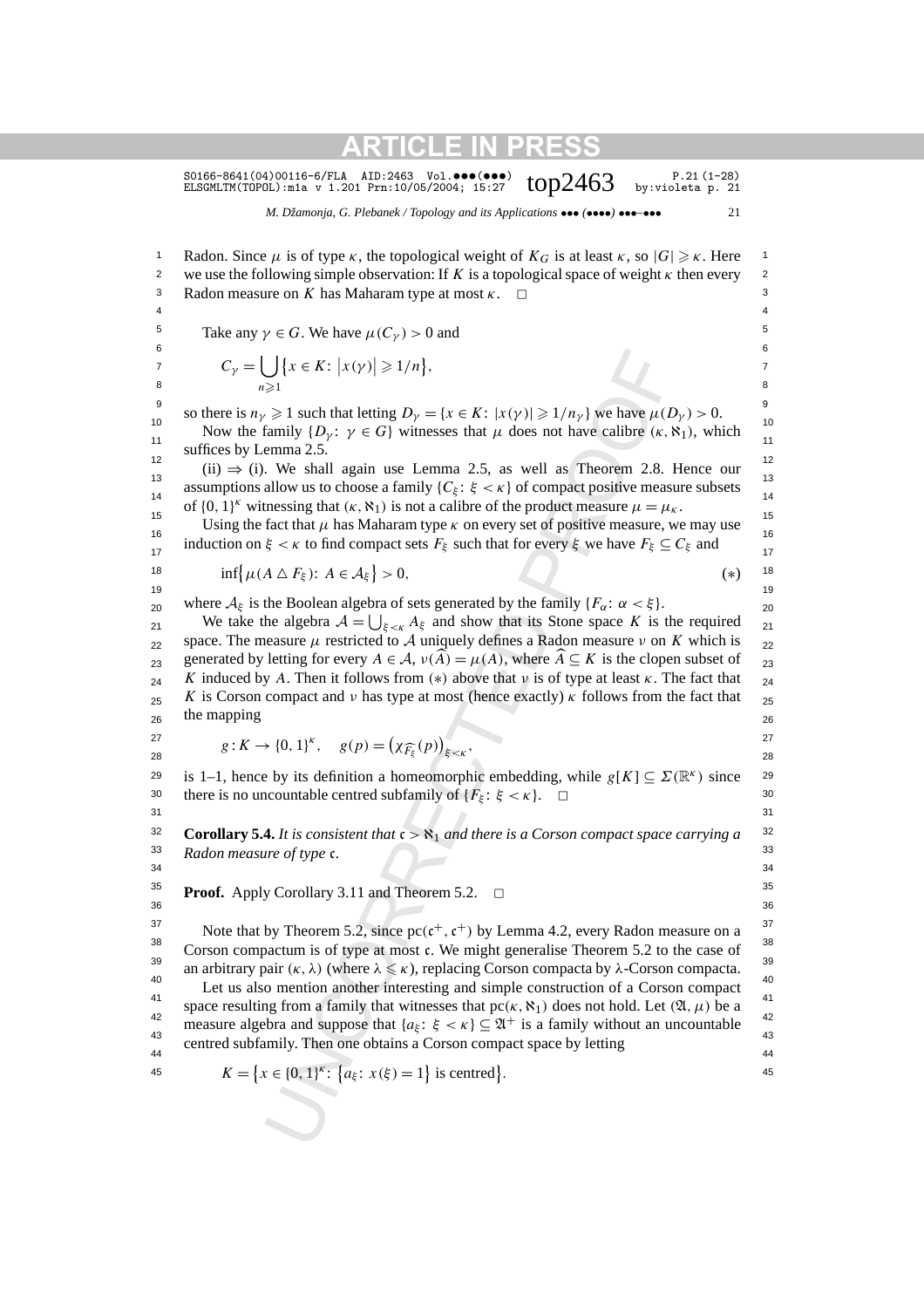Radon. Since $\mu$ is of type $\kappa$, the topological weight of $K_G$ is at least $\kappa$, so $|G| \geqslant \kappa$. Here we use the following simple observation: If $K$ is a topological space of weight $\kappa$ then every Radon measure on $K$ has Maharam type at most $\kappa$. $\square$

Take any $\gamma \in G$. We have $\mu(C_\gamma) > 0$ and

$$C_\gamma = \bigcup_{n \geqslant 1} \{x \in K\colon |x(\gamma)| \geqslant 1/n\},$$

so there is $n_\gamma \geqslant 1$ such that letting $D_\gamma = \{x \in K\colon |x(\gamma)| \geqslant 1/n_\gamma\}$ we have $\mu(D_\gamma) > 0$.

Now the family $\{D_\gamma\colon \gamma \in G\}$ witnesses that $\mu$ does not have calibre $(\kappa, \aleph_1)$, which suffices by Lemma 2.5.

(ii) $\Rightarrow$ (i). We shall again use Lemma 2.5, as well as Theorem 2.8. Hence our assumptions allow us to choose a family $\{C_\xi\colon \xi < \kappa\}$ of compact positive measure subsets of $\{0,1\}^\kappa$ witnessing that $(\kappa, \aleph_1)$ is not a calibre of the product measure $\mu = \mu_\kappa$.

Using the fact that $\mu$ has Maharam type $\kappa$ on every set of positive measure, we may use induction on $\xi < \kappa$ to find compact sets $F_\xi$ such that for every $\xi$ we have $F_\xi \subseteq C_\xi$ and

$$\inf\{\mu(A \triangle F_\xi)\colon A \in \mathcal{A}_\xi\} > 0, \tag{$*$}$$

where $\mathcal{A}_\xi$ is the Boolean algebra of sets generated by the family $\{F_\alpha\colon \alpha < \xi\}$.

We take the algebra $\mathcal{A} = \bigcup_{\xi < \kappa} A_\xi$ and show that its Stone space $K$ is the required space. The measure $\mu$ restricted to $\mathcal{A}$ uniquely defines a Radon measure $\nu$ on $K$ which is generated by letting for every $A \in \mathcal{A}$, $\nu(\widehat{A}) = \mu(A)$, where $\widehat{A} \subseteq K$ is the clopen subset of $K$ induced by $A$. Then it follows from $(*)$ above that $\nu$ is of type at least $\kappa$. The fact that $K$ is Corson compact and $\nu$ has type at most (hence exactly) $\kappa$ follows from the fact that the mapping

$$g : K \to \{0,1\}^\kappa, \quad g(p) = \left(\chi_{\widehat{F_\xi}}(p)\right)_{\xi < \kappa},$$

is 1–1, hence by its definition a homeomorphic embedding, while $g[K] \subseteq \Sigma(\mathbb{R}^\kappa)$ since there is no uncountable centred subfamily of $\{F_\xi\colon \xi < \kappa\}$. $\square$

**Corollary 5.4.** *It is consistent that $\mathfrak{c} > \aleph_1$ and there is a Corson compact space carrying a Radon measure of type $\mathfrak{c}$.*

**Proof.** Apply Corollary 3.11 and Theorem 5.2. $\square$

Note that by Theorem 5.2, since $\mathrm{pc}(\mathfrak{c}^+, \mathfrak{c}^+)$ by Lemma 4.2, every Radon measure on a Corson compactum is of type at most $\mathfrak{c}$. We might generalise Theorem 5.2 to the case of an arbitrary pair $(\kappa, \lambda)$ (where $\lambda \leqslant \kappa$), replacing Corson compacta by $\lambda$-Corson compacta.

Let us also mention another interesting and simple construction of a Corson compact space resulting from a family that witnesses that $\mathrm{pc}(\kappa, \aleph_1)$ does not hold. Let $(\mathfrak{A}, \mu)$ be a measure algebra and suppose that $\{a_\xi\colon \xi < \kappa\} \subseteq \mathfrak{A}^+$ is a family without an uncountable centred subfamily. Then one obtains a Corson compact space by letting

$$K = \left\{x \in \{0,1\}^\kappa\colon \left\{a_\xi\colon x(\xi) = 1\right\} \text{ is centred}\right\}.$$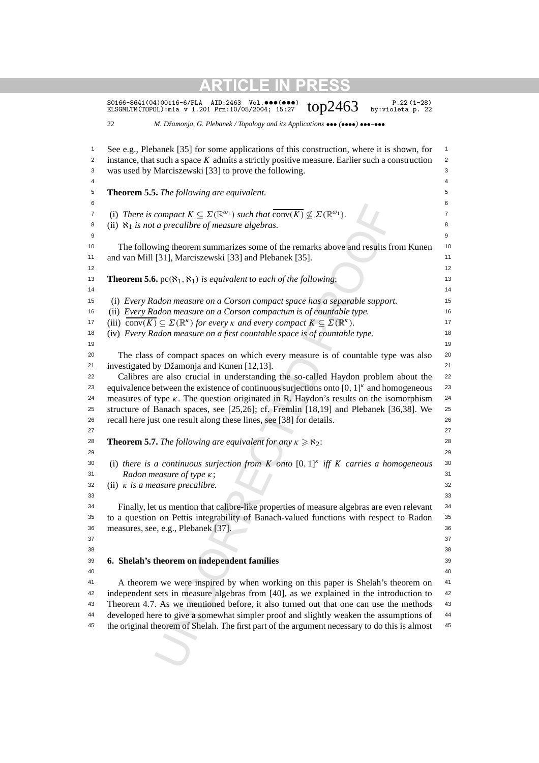See e.g., Plebanek [35] for some applications of this construction, where it is shown, for instance, that such a space $K$ admits a strictly positive measure. Earlier such a construction was used by Marciszewski [33] to prove the following.

**Theorem 5.5.** *The following are equivalent.*

(i) *There is compact $K \subseteq \Sigma(\mathbb{R}^{\omega_1})$ such that $\overline{\mathrm{conv}(K)} \not\subseteq \Sigma(\mathbb{R}^{\omega_1})$.*
(ii) *$\aleph_1$ is not a precalibre of measure algebras.*

The following theorem summarizes some of the remarks above and results from Kunen and van Mill [31], Marciszewski [33] and Plebanek [35].

**Theorem 5.6.** $\mathrm{pc}(\aleph_1, \aleph_1)$ *is equivalent to each of the following*:

(i) *Every Radon measure on a Corson compact space has a separable support.*
(ii) *Every Radon measure on a Corson compactum is of countable type.*
(iii) *$\overline{\mathrm{conv}(K)} \subseteq \Sigma(\mathbb{R}^{\kappa})$ for every $\kappa$ and every compact $K \subseteq \Sigma(\mathbb{R}^{\kappa})$.*
(iv) *Every Radon measure on a first countable space is of countable type.*

The class of compact spaces on which every measure is of countable type was also investigated by Džamonja and Kunen [12,13].

Calibres are also crucial in understanding the so-called Haydon problem about the equivalence between the existence of continuous surjections onto $[0,1]^{\kappa}$ and homogeneous measures of type $\kappa$. The question originated in R. Haydon's results on the isomorphism structure of Banach spaces, see [25,26]; cf. Fremlin [18,19] and Plebanek [36,38]. We recall here just one result along these lines, see [38] for details.

**Theorem 5.7.** *The following are equivalent for any $\kappa \geqslant \aleph_2$*:

(i) *there is a continuous surjection from $K$ onto $[0,1]^{\kappa}$ iff $K$ carries a homogeneous Radon measure of type $\kappa$*;
(ii) *$\kappa$ is a measure precalibre.*

Finally, let us mention that calibre-like properties of measure algebras are even relevant to a question on Pettis integrability of Banach-valued functions with respect to Radon measures, see, e.g., Plebanek [37].

## 6. Shelah's theorem on independent families

A theorem we were inspired by when working on this paper is Shelah's theorem on independent sets in measure algebras from [40], as we explained in the introduction to Theorem 4.7. As we mentioned before, it also turned out that one can use the methods developed here to give a somewhat simpler proof and slightly weaken the assumptions of the original theorem of Shelah. The first part of the argument necessary to do this is almost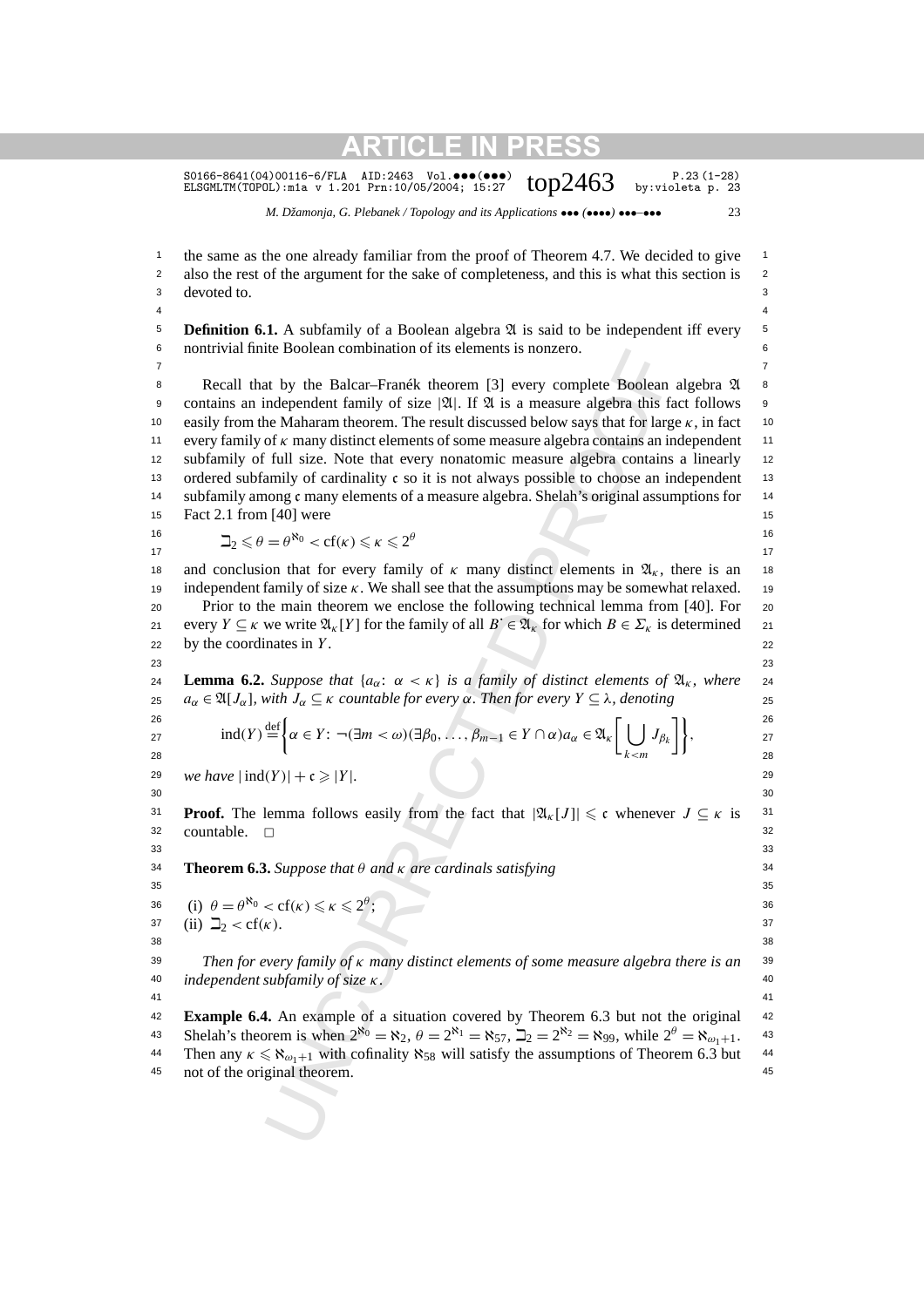the same as the one already familiar from the proof of Theorem 4.7. We decided to give also the rest of the argument for the sake of completeness, and this is what this section is devoted to.

**Definition 6.1.** A subfamily of a Boolean algebra $\mathfrak{A}$ is said to be independent iff every nontrivial finite Boolean combination of its elements is nonzero.

Recall that by the Balcar–Franék theorem [3] every complete Boolean algebra $\mathfrak{A}$ contains an independent family of size $|\mathfrak{A}|$. If $\mathfrak{A}$ is a measure algebra this fact follows easily from the Maharam theorem. The result discussed below says that for large $\kappa$, in fact every family of $\kappa$ many distinct elements of some measure algebra contains an independent subfamily of full size. Note that every nonatomic measure algebra contains a linearly ordered subfamily of cardinality $\mathfrak{c}$ so it is not always possible to choose an independent subfamily among $\mathfrak{c}$ many elements of a measure algebra. Shelah's original assumptions for Fact 2.1 from [40] were

$$\beth_2 \leqslant \theta = \theta^{\aleph_0} < \mathrm{cf}(\kappa) \leqslant \kappa \leqslant 2^{\theta}$$

and conclusion that for every family of $\kappa$ many distinct elements in $\mathfrak{A}_\kappa$, there is an independent family of size $\kappa$. We shall see that the assumptions may be somewhat relaxed.

Prior to the main theorem we enclose the following technical lemma from [40]. For every $Y \subseteq \kappa$ we write $\mathfrak{A}_\kappa[Y]$ for the family of all $B^{\cdot} \in \mathfrak{A}_\kappa$ for which $B \in \Sigma_\kappa$ is determined by the coordinates in $Y$.

**Lemma 6.2.** *Suppose that* $\{a_\alpha\colon \alpha < \kappa\}$ *is a family of distinct elements of* $\mathfrak{A}_\kappa$, *where* $a_\alpha \in \mathfrak{A}[J_\alpha]$, *with* $J_\alpha \subseteq \kappa$ *countable for every* $\alpha$. *Then for every* $Y \subseteq \lambda$, *denoting*

$$\mathrm{ind}(Y) \stackrel{\mathrm{def}}{=} \left\{ \alpha \in Y\colon \neg(\exists m < \omega)(\exists \beta_0, \ldots, \beta_{m-1} \in Y \cap \alpha) a_\alpha \in \mathfrak{A}_\kappa \left[ \bigcup_{k<m} J_{\beta_k} \right] \right\},$$

*we have* $|\mathrm{ind}(Y)| + \mathfrak{c} \geqslant |Y|$.

**Proof.** The lemma follows easily from the fact that $|\mathfrak{A}_\kappa[J]| \leqslant \mathfrak{c}$ whenever $J \subseteq \kappa$ is countable. $\square$

**Theorem 6.3.** *Suppose that* $\theta$ *and* $\kappa$ *are cardinals satisfying*

(i) $\theta = \theta^{\aleph_0} < \mathrm{cf}(\kappa) \leqslant \kappa \leqslant 2^{\theta}$;
(ii) $\beth_2 < \mathrm{cf}(\kappa)$.

*Then for every family of* $\kappa$ *many distinct elements of some measure algebra there is an independent subfamily of size* $\kappa$.

**Example 6.4.** An example of a situation covered by Theorem 6.3 but not the original Shelah's theorem is when $2^{\aleph_0} = \aleph_2$, $\theta = 2^{\aleph_1} = \aleph_{57}$, $\beth_2 = 2^{\aleph_2} = \aleph_{99}$, while $2^{\theta} = \aleph_{\omega_1+1}$. Then any $\kappa \leqslant \aleph_{\omega_1+1}$ with cofinality $\aleph_{58}$ will satisfy the assumptions of Theorem 6.3 but not of the original theorem.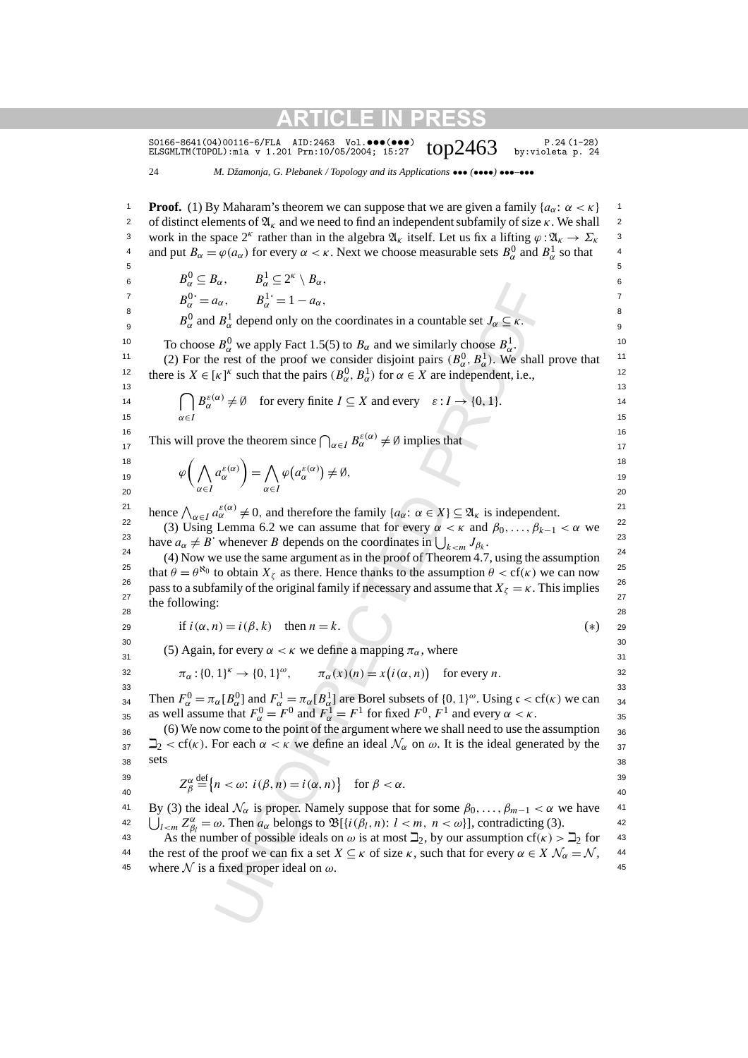**Proof.** (1) By Maharam's theorem we can suppose that we are given a family $\{a_\alpha\colon \alpha < \kappa\}$ of distinct elements of $\mathfrak{A}_\kappa$ and we need to find an independent subfamily of size $\kappa$. We shall work in the space $2^\kappa$ rather than in the algebra $\mathfrak{A}_\kappa$ itself. Let us fix a lifting $\varphi : \mathfrak{A}_\kappa \to \Sigma_\kappa$ and put $B_\alpha = \varphi(a_\alpha)$ for every $\alpha < \kappa$. Next we choose measurable sets $B_\alpha^0$ and $B_\alpha^1$ so that

$$B_\alpha^0 \subseteq B_\alpha, \qquad B_\alpha^1 \subseteq 2^\kappa \setminus B_\alpha,$$
$$B_\alpha^{0\cdot} = a_\alpha, \qquad B_\alpha^{1\cdot} = 1 - a_\alpha,$$
$$B_\alpha^0 \text{ and } B_\alpha^1 \text{ depend only on the coordinates in a countable set } J_\alpha \subseteq \kappa.$$

To choose $B_\alpha^0$ we apply Fact 1.5(5) to $B_\alpha$ and we similarly choose $B_\alpha^1$.

(2) For the rest of the proof we consider disjoint pairs $(B_\alpha^0, B_\alpha^1)$. We shall prove that there is $X \in [\kappa]^\kappa$ such that the pairs $(B_\alpha^0, B_\alpha^1)$ for $\alpha \in X$ are independent, i.e.,

$$\bigcap_{\alpha \in I} B_\alpha^{\varepsilon(\alpha)} \neq \emptyset \quad \text{for every finite } I \subseteq X \text{ and every} \quad \varepsilon : I \to \{0,1\}.$$

This will prove the theorem since $\bigcap_{\alpha \in I} B_\alpha^{\varepsilon(\alpha)} \neq \emptyset$ implies that

$$\varphi\Bigl(\bigwedge_{\alpha \in I} a_\alpha^{\varepsilon(\alpha)}\Bigr) = \bigwedge_{\alpha \in I} \varphi\bigl(a_\alpha^{\varepsilon(\alpha)}\bigr) \neq \emptyset,$$

hence $\bigwedge_{\alpha \in I} a_\alpha^{\varepsilon(\alpha)} \neq 0$, and therefore the family $\{a_\alpha\colon \alpha \in X\} \subseteq \mathfrak{A}_\kappa$ is independent.

(3) Using Lemma 6.2 we can assume that for every $\alpha < \kappa$ and $\beta_0, \ldots, \beta_{k-1} < \alpha$ we have $a_\alpha \neq B^\cdot$ whenever $B$ depends on the coordinates in $\bigcup_{k<m} J_{\beta_k}$.

(4) Now we use the same argument as in the proof of Theorem 4.7, using the assumption that $\theta = \theta^{\aleph_0}$ to obtain $X_\zeta$ as there. Hence thanks to the assumption $\theta < \mathrm{cf}(\kappa)$ we can now pass to a subfamily of the original family if necessary and assume that $X_\zeta = \kappa$. This implies the following:

$$\text{if } i(\alpha, n) = i(\beta, k) \quad \text{then } n = k. \tag{$*$}$$

(5) Again, for every $\alpha < \kappa$ we define a mapping $\pi_\alpha$, where

$$\pi_\alpha : \{0,1\}^\kappa \to \{0,1\}^\omega, \qquad \pi_\alpha(x)(n) = x\bigl(i(\alpha, n)\bigr) \quad \text{for every } n.$$

Then $F_\alpha^0 = \pi_\alpha[B_\alpha^0]$ and $F_\alpha^1 = \pi_\alpha[B_\alpha^1]$ are Borel subsets of $\{0,1\}^\omega$. Using $\mathfrak{c} < \mathrm{cf}(\kappa)$ we can as well assume that $F_\alpha^0 = F^0$ and $F_\alpha^1 = F^1$ for fixed $F^0, F^1$ and every $\alpha < \kappa$.

(6) We now come to the point of the argument where we shall need to use the assumption $\beth_2 < \mathrm{cf}(\kappa)$. For each $\alpha < \kappa$ we define an ideal $\mathcal{N}_\alpha$ on $\omega$. It is the ideal generated by the sets

$$Z_\beta^\alpha \stackrel{\mathrm{def}}{=} \bigl\{n < \omega\colon i(\beta, n) = i(\alpha, n)\bigr\} \quad \text{for } \beta < \alpha.$$

By (3) the ideal $\mathcal{N}_\alpha$ is proper. Namely suppose that for some $\beta_0, \ldots, \beta_{m-1} < \alpha$ we have $\bigcup_{l<m} Z_{\beta_l}^\alpha = \omega$. Then $a_\alpha$ belongs to $\mathfrak{B}[\{i(\beta_l, n)\colon l < m,\ n < \omega\}]$, contradicting (3).

As the number of possible ideals on $\omega$ is at most $\beth_2$, by our assumption $\mathrm{cf}(\kappa) > \beth_2$ for the rest of the proof we can fix a set $X \subseteq \kappa$ of size $\kappa$, such that for every $\alpha \in X$ $\mathcal{N}_\alpha = \mathcal{N}$, where $\mathcal{N}$ is a fixed proper ideal on $\omega$.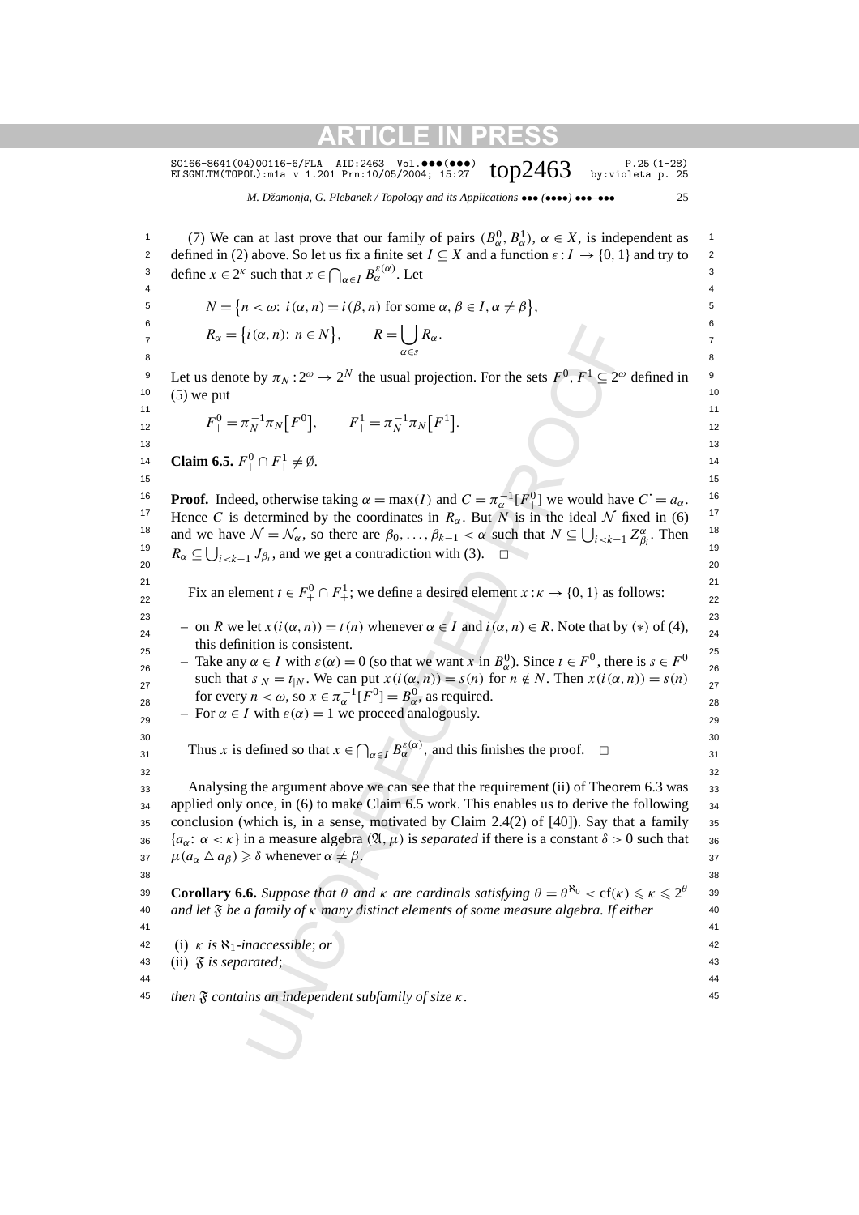(7) We can at last prove that our family of pairs $(B^0_\alpha, B^1_\alpha)$, $\alpha \in X$, is independent as defined in (2) above. So let us fix a finite set $I \subseteq X$ and a function $\varepsilon : I \to \{0,1\}$ and try to define $x \in 2^\kappa$ such that $x \in \bigcap_{\alpha \in I} B^{\varepsilon(\alpha)}_\alpha$. Let

$$N = \{n < \omega \colon i(\alpha, n) = i(\beta, n) \text{ for some } \alpha, \beta \in I, \alpha \neq \beta\},$$

$$R_\alpha = \{i(\alpha, n) \colon n \in N\}, \qquad R = \bigcup_{\alpha \in s} R_\alpha.$$

Let us denote by $\pi_N : 2^\omega \to 2^N$ the usual projection. For the sets $F^0, F^1 \subseteq 2^\omega$ defined in (5) we put

$$F^0_+ = \pi_N^{-1}\pi_N[F^0], \qquad F^1_+ = \pi_N^{-1}\pi_N[F^1].$$

**Claim 6.5.** $F^0_+ \cap F^1_+ \neq \emptyset$.

**Proof.** Indeed, otherwise taking $\alpha = \max(I)$ and $C = \pi_\alpha^{-1}[F^0_+]$ we would have $C^\cdot = a_\alpha$. Hence $C$ is determined by the coordinates in $R_\alpha$. But $N$ is in the ideal $\mathcal{N}$ fixed in (6) and we have $\mathcal{N} = \mathcal{N}_\alpha$, so there are $\beta_0, \ldots, \beta_{k-1} < \alpha$ such that $N \subseteq \bigcup_{i<k-1} Z^\alpha_{\beta_i}$. Then $R_\alpha \subseteq \bigcup_{i<k-1} J_{\beta_i}$, and we get a contradiction with (3). □

Fix an element $t \in F^0_+ \cap F^1_+$; we define a desired element $x : \kappa \to \{0,1\}$ as follows:

- on $R$ we let $x(i(\alpha, n)) = t(n)$ whenever $\alpha \in I$ and $i(\alpha, n) \in R$. Note that by $(*)$ of (4), this definition is consistent.
- Take any $\alpha \in I$ with $\varepsilon(\alpha) = 0$ (so that we want $x$ in $B^0_\alpha$). Since $t \in F^0_+$, there is $s \in F^0$ such that $s_{|N} = t_{|N}$. We can put $x(i(\alpha, n)) = s(n)$ for $n \notin N$. Then $x(i(\alpha, n)) = s(n)$ for every $n < \omega$, so $x \in \pi_\alpha^{-1}[F^0] = B^0_\alpha$, as required.
- For $\alpha \in I$ with $\varepsilon(\alpha) = 1$ we proceed analogously.

Thus $x$ is defined so that $x \in \bigcap_{\alpha \in I} B^{\varepsilon(\alpha)}_\alpha$, and this finishes the proof. □

Analysing the argument above we can see that the requirement (ii) of Theorem 6.3 was applied only once, in (6) to make Claim 6.5 work. This enables us to derive the following conclusion (which is, in a sense, motivated by Claim 2.4(2) of [40]). Say that a family $\{a_\alpha \colon \alpha < \kappa\}$ in a measure algebra $(\mathfrak{A}, \mu)$ is *separated* if there is a constant $\delta > 0$ such that $\mu(a_\alpha \triangle a_\beta) \geqslant \delta$ whenever $\alpha \neq \beta$.

**Corollary 6.6.** *Suppose that $\theta$ and $\kappa$ are cardinals satisfying $\theta = \theta^{\aleph_0} < \mathrm{cf}(\kappa) \leqslant \kappa \leqslant 2^\theta$ and let $\mathfrak{F}$ be a family of $\kappa$ many distinct elements of some measure algebra. If either*

(i) *$\kappa$ is $\aleph_1$-inaccessible*; *or*
(ii) *$\mathfrak{F}$ is separated*;

*then $\mathfrak{F}$ contains an independent subfamily of size $\kappa$.*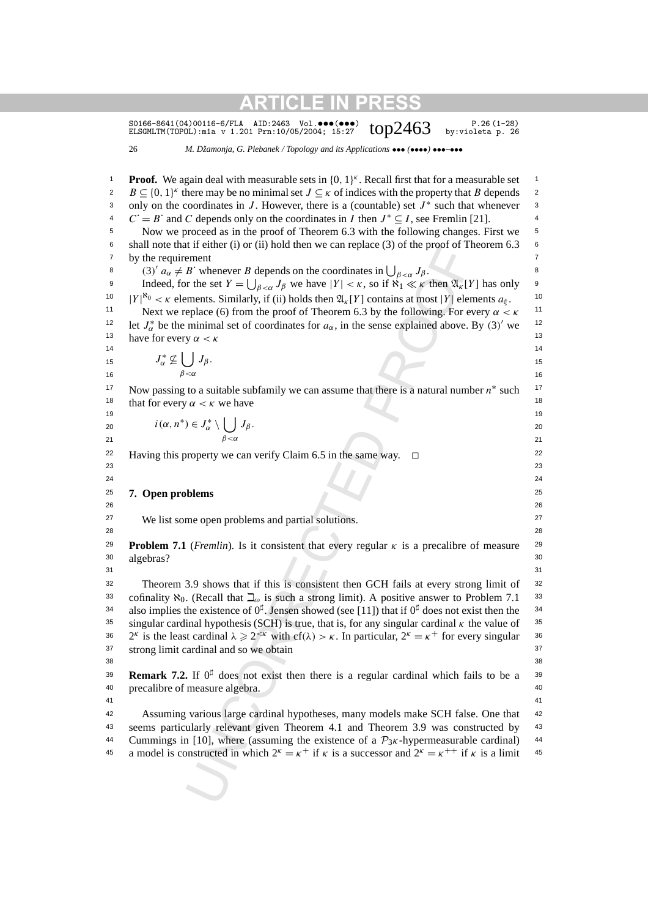**Proof.** We again deal with measurable sets in $\{0,1\}^\kappa$. Recall first that for a measurable set $B \subseteq \{0,1\}^\kappa$ there may be no minimal set $J \subseteq \kappa$ of indices with the property that $B$ depends only on the coordinates in $J$. However, there is a (countable) set $J^*$ such that whenever $C^\cdot = B^\cdot$ and $C$ depends only on the coordinates in $I$ then $J^* \subseteq I$, see Fremlin [21].

Now we proceed as in the proof of Theorem 6.3 with the following changes. First we shall note that if either (i) or (ii) hold then we can replace (3) of the proof of Theorem 6.3 by the requirement

(3)$'$ $a_\alpha \neq B^\cdot$ whenever $B$ depends on the coordinates in $\bigcup_{\beta<\alpha} J_\beta$.

Indeed, for the set $Y = \bigcup_{\beta<\alpha} J_\beta$ we have $|Y| < \kappa$, so if $\aleph_1 \ll \kappa$ then $\mathfrak{A}_\kappa[Y]$ has only $|Y|^{\aleph_0} < \kappa$ elements. Similarly, if (ii) holds then $\mathfrak{A}_\kappa[Y]$ contains at most $|Y|$ elements $a_\xi$.

Next we replace (6) from the proof of Theorem 6.3 by the following. For every $\alpha < \kappa$ let $J^*_\alpha$ be the minimal set of coordinates for $a_\alpha$, in the sense explained above. By (3)$'$ we have for every $\alpha < \kappa$

$$J^*_\alpha \nsubseteq \bigcup_{\beta<\alpha} J_\beta.$$

Now passing to a suitable subfamily we can assume that there is a natural number $n^*$ such that for every $\alpha < \kappa$ we have

$$i(\alpha, n^*) \in J^*_\alpha \setminus \bigcup_{\beta<\alpha} J_\beta.$$

Having this property we can verify Claim 6.5 in the same way. $\square$

## 7. Open problems

We list some open problems and partial solutions.

**Problem 7.1** (*Fremlin*). Is it consistent that every regular $\kappa$ is a precalibre of measure algebras?

Theorem 3.9 shows that if this is consistent then GCH fails at every strong limit of cofinality $\aleph_0$. (Recall that $\beth_\omega$ is such a strong limit). A positive answer to Problem 7.1 also implies the existence of $0^\sharp$. Jensen showed (see [11]) that if $0^\sharp$ does not exist then the singular cardinal hypothesis (SCH) is true, that is, for any singular cardinal $\kappa$ the value of $2^\kappa$ is the least cardinal $\lambda \geqslant 2^{<\kappa}$ with $\mathrm{cf}(\lambda) > \kappa$. In particular, $2^\kappa = \kappa^+$ for every singular strong limit cardinal and so we obtain

**Remark 7.2.** If $0^\sharp$ does not exist then there is a regular cardinal which fails to be a precalibre of measure algebra.

Assuming various large cardinal hypotheses, many models make SCH false. One that seems particularly relevant given Theorem 4.1 and Theorem 3.9 was constructed by Cummings in [10], where (assuming the existence of a $\mathcal{P}_3\kappa$-hypermeasurable cardinal) a model is constructed in which $2^\kappa = \kappa^+$ if $\kappa$ is a successor and $2^\kappa = \kappa^{++}$ if $\kappa$ is a limit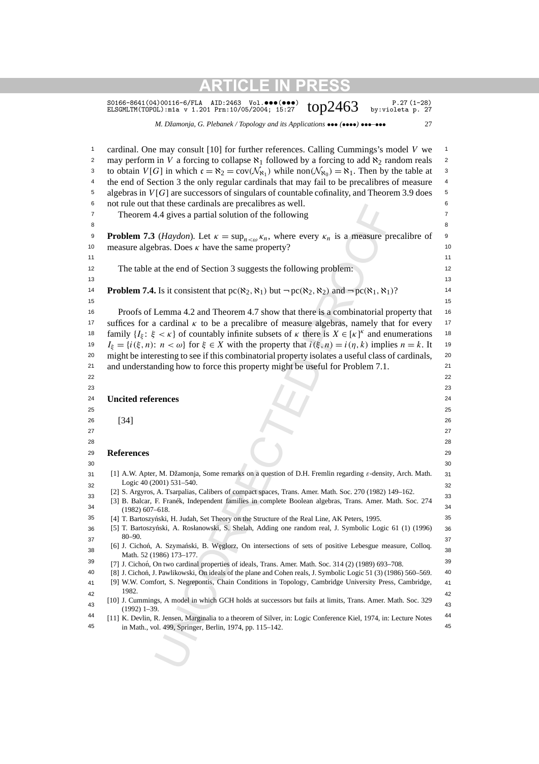cardinal. One may consult [10] for further references. Calling Cummings's model $V$ we may perform in $V$ a forcing to collapse $\aleph_1$ followed by a forcing to add $\aleph_2$ random reals to obtain $V[G]$ in which $\mathfrak{c} = \aleph_2 = \operatorname{cov}(\mathcal{N}_{\aleph_1})$ while $\operatorname{non}(\mathcal{N}_{\aleph_0}) = \aleph_1$. Then by the table at the end of Section 3 the only regular cardinals that may fail to be precalibres of measure algebras in $V[G]$ are successors of singulars of countable cofinality, and Theorem 3.9 does not rule out that these cardinals are precalibres as well.

Theorem 4.4 gives a partial solution of the following

**Problem 7.3** (*Haydon*). Let $\kappa = \sup_{n<\omega} \kappa_n$, where every $\kappa_n$ is a measure precalibre of measure algebras. Does $\kappa$ have the same property?

The table at the end of Section 3 suggests the following problem:

**Problem 7.4.** Is it consistent that $\operatorname{pc}(\aleph_2, \aleph_1)$ but $\neg \operatorname{pc}(\aleph_2, \aleph_2)$ and $\neg \operatorname{pc}(\aleph_1, \aleph_1)$?

Proofs of Lemma 4.2 and Theorem 4.7 show that there is a combinatorial property that suffices for a cardinal $\kappa$ to be a precalibre of measure algebras, namely that for every family $\{I_\xi \colon \xi < \kappa\}$ of countably infinite subsets of $\kappa$ there is $X \in [\kappa]^\kappa$ and enumerations $I_\xi = \{i(\xi, n) \colon n < \omega\}$ for $\xi \in X$ with the property that $i(\xi, n) = i(\eta, k)$ implies $n = k$. It might be interesting to see if this combinatorial property isolates a useful class of cardinals, and understanding how to force this property might be useful for Problem 7.1.

## Uncited references

[34]

## References

[1] A.W. Apter, M. Džamonja, Some remarks on a question of D.H. Fremlin regarding $\varepsilon$-density, Arch. Math. Logic 40 (2001) 531–540.

[2] S. Argyros, A. Tsarpalias, Calibers of compact spaces, Trans. Amer. Math. Soc. 270 (1982) 149–162.

[3] B. Balcar, F. Franěk, Independent families in complete Boolean algebras, Trans. Amer. Math. Soc. 274 (1982) 607–618.

[4] T. Bartoszyński, H. Judah, Set Theory on the Structure of the Real Line, AK Peters, 1995.

[5] T. Bartoszyński, A. Rosłanowski, S. Shelah, Adding one random real, J. Symbolic Logic 61 (1) (1996) 80–90.

[6] J. Cichoń, A. Szymański, B. Węglorz, On intersections of sets of positive Lebesgue measure, Colloq. Math. 52 (1986) 173–177.

[7] J. Cichoń, On two cardinal properties of ideals, Trans. Amer. Math. Soc. 314 (2) (1989) 693–708.

[8] J. Cichoń, J. Pawlikowski, On ideals of the plane and Cohen reals, J. Symbolic Logic 51 (3) (1986) 560–569.

[9] W.W. Comfort, S. Negrepontis, Chain Conditions in Topology, Cambridge University Press, Cambridge, 1982.

[10] J. Cummings, A model in which GCH holds at successors but fails at limits, Trans. Amer. Math. Soc. 329 (1992) 1–39.

[11] K. Devlin, R. Jensen, Marginalia to a theorem of Silver, in: Logic Conference Kiel, 1974, in: Lecture Notes in Math., vol. 499, Springer, Berlin, 1974, pp. 115–142.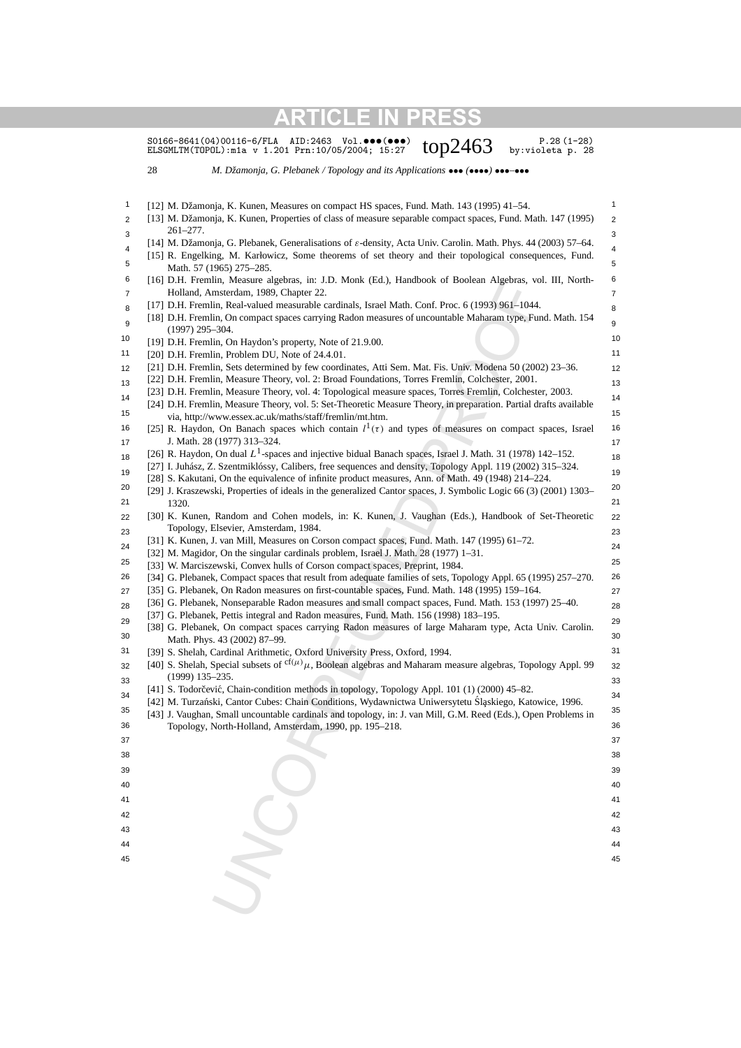[12] M. Džamonja, K. Kunen, Measures on compact HS spaces, Fund. Math. 143 (1995) 41–54.

[13] M. Džamonja, K. Kunen, Properties of class of measure separable compact spaces, Fund. Math. 147 (1995) 261–277.

[14] M. Džamonja, G. Plebanek, Generalisations of $\varepsilon$-density, Acta Univ. Carolin. Math. Phys. 44 (2003) 57–64.

[15] R. Engelking, M. Karłowicz, Some theorems of set theory and their topological consequences, Fund. Math. 57 (1965) 275–285.

[16] D.H. Fremlin, Measure algebras, in: J.D. Monk (Ed.), Handbook of Boolean Algebras, vol. III, North-Holland, Amsterdam, 1989, Chapter 22.

[17] D.H. Fremlin, Real-valued measurable cardinals, Israel Math. Conf. Proc. 6 (1993) 961–1044.

[18] D.H. Fremlin, On compact spaces carrying Radon measures of uncountable Maharam type, Fund. Math. 154 (1997) 295–304.

[19] D.H. Fremlin, On Haydon's property, Note of 21.9.00.

[20] D.H. Fremlin, Problem DU, Note of 24.4.01.

[21] D.H. Fremlin, Sets determined by few coordinates, Atti Sem. Mat. Fis. Univ. Modena 50 (2002) 23–36.

[22] D.H. Fremlin, Measure Theory, vol. 2: Broad Foundations, Torres Fremlin, Colchester, 2001.

[23] D.H. Fremlin, Measure Theory, vol. 4: Topological measure spaces, Torres Fremlin, Colchester, 2003.

[24] D.H. Fremlin, Measure Theory, vol. 5: Set-Theoretic Measure Theory, in preparation. Partial drafts available via, http://www.essex.ac.uk/maths/staff/fremlin/mt.htm.

[25] R. Haydon, On Banach spaces which contain $l^1(\tau)$ and types of measures on compact spaces, Israel J. Math. 28 (1977) 313–324.

[26] R. Haydon, On dual $L^1$-spaces and injective bidual Banach spaces, Israel J. Math. 31 (1978) 142–152.

[27] I. Juhász, Z. Szentmiklóssy, Calibers, free sequences and density, Topology Appl. 119 (2002) 315–324.

[28] S. Kakutani, On the equivalence of infinite product measures, Ann. of Math. 49 (1948) 214–224.

[29] J. Kraszewski, Properties of ideals in the generalized Cantor spaces, J. Symbolic Logic 66 (3) (2001) 1303–1320.

[30] K. Kunen, Random and Cohen models, in: K. Kunen, J. Vaughan (Eds.), Handbook of Set-Theoretic Topology, Elsevier, Amsterdam, 1984.

[31] K. Kunen, J. van Mill, Measures on Corson compact spaces, Fund. Math. 147 (1995) 61–72.

[32] M. Magidor, On the singular cardinals problem, Israel J. Math. 28 (1977) 1–31.

[33] W. Marciszewski, Convex hulls of Corson compact spaces, Preprint, 1984.

[34] G. Plebanek, Compact spaces that result from adequate families of sets, Topology Appl. 65 (1995) 257–270.

[35] G. Plebanek, On Radon measures on first-countable spaces, Fund. Math. 148 (1995) 159–164.

[36] G. Plebanek, Nonseparable Radon measures and small compact spaces, Fund. Math. 153 (1997) 25–40.

[37] G. Plebanek, Pettis integral and Radon measures, Fund. Math. 156 (1998) 183–195.

[38] G. Plebanek, On compact spaces carrying Radon measures of large Maharam type, Acta Univ. Carolin. Math. Phys. 43 (2002) 87–99.

[39] S. Shelah, Cardinal Arithmetic, Oxford University Press, Oxford, 1994.

[40] S. Shelah, Special subsets of ${}^{\mathrm{cf}(\mu)}\mu$, Boolean algebras and Maharam measure algebras, Topology Appl. 99 (1999) 135–235.

[41] S. Todorčević, Chain-condition methods in topology, Topology Appl. 101 (1) (2000) 45–82.

[42] M. Turzański, Cantor Cubes: Chain Conditions, Wydawnictwa Uniwersytetu Śląskiego, Katowice, 1996.

[43] J. Vaughan, Small uncountable cardinals and topology, in: J. van Mill, G.M. Reed (Eds.), Open Problems in Topology, North-Holland, Amsterdam, 1990, pp. 195–218.